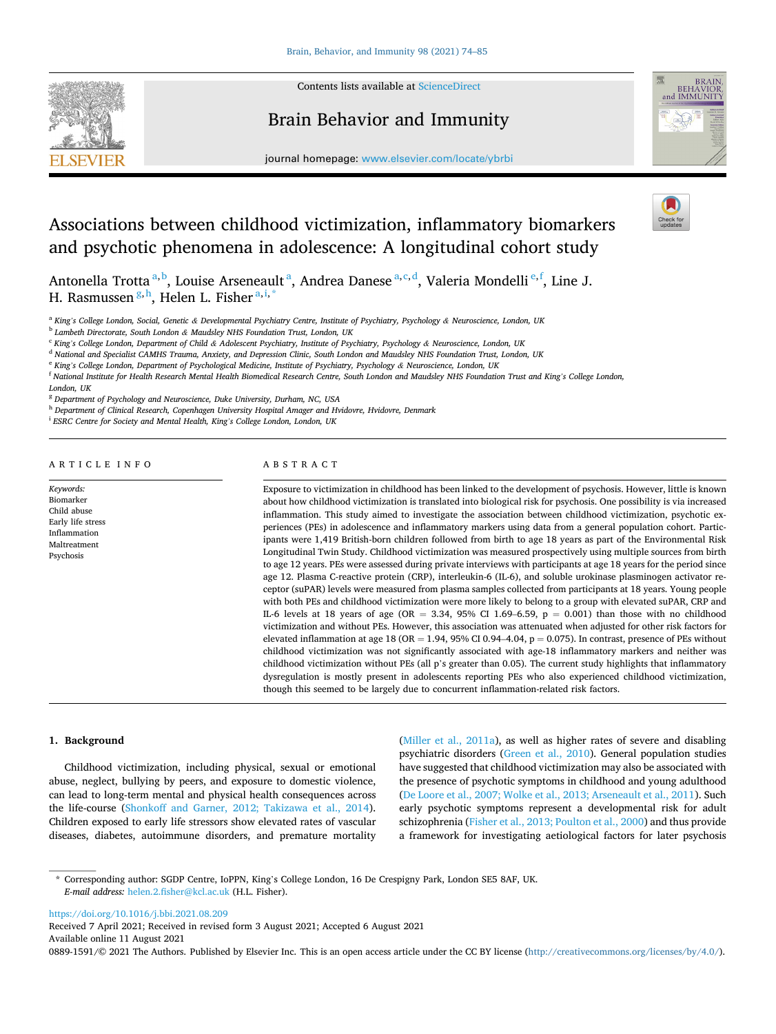# Associations between childhood victimization, inflammatory biomarkers and psychotic phenomena in adolescence: A longitudinal cohort study

Antonella Trotta [a,b], Louise Arseneault [a], Andrea Danese [a,c,d], Valeria Mondelli [e,f], Line J. H. Rasmussen [g,h], Helen L. Fisher [a,i,*]

[a] King's College London, Social, Genetic & Developmental Psychiatry Centre, Institute of Psychiatry, Psychology & Neuroscience, London, UK
[b] Lambeth Directorate, South London & Maudsley NHS Foundation Trust, London, UK
[c] King's College London, Department of Child & Adolescent Psychiatry, Institute of Psychiatry, Psychology & Neuroscience, London, UK
[d] National and Specialist CAMHS Trauma, Anxiety, and Depression Clinic, South London and Maudsley NHS Foundation Trust, London, UK
[e] King's College London, Department of Psychological Medicine, Institute of Psychiatry, Psychology & Neuroscience, London, UK
[f] National Institute for Health Research Mental Health Biomedical Research Centre, South London and Maudsley NHS Foundation Trust and King's College London, London, UK
[g] Department of Psychology and Neuroscience, Duke University, Durham, NC, USA
[h] Department of Clinical Research, Copenhagen University Hospital Amager and Hvidovre, Hvidovre, Denmark
[i] ESRC Centre for Society and Mental Health, King's College London, London, UK

## ARTICLE INFO

*Keywords:*
Biomarker
Child abuse
Early life stress
Inflammation
Maltreatment
Psychosis

## ABSTRACT

Exposure to victimization in childhood has been linked to the development of psychosis. However, little is known about how childhood victimization is translated into biological risk for psychosis. One possibility is via increased inflammation. This study aimed to investigate the association between childhood victimization, psychotic experiences (PEs) in adolescence and inflammatory markers using data from a general population cohort. Participants were 1,419 British-born children followed from birth to age 18 years as part of the Environmental Risk Longitudinal Twin Study. Childhood victimization was measured prospectively using multiple sources from birth to age 12 years. PEs were assessed during private interviews with participants at age 18 years for the period since age 12. Plasma C-reactive protein (CRP), interleukin-6 (IL-6), and soluble urokinase plasminogen activator receptor (suPAR) levels were measured from plasma samples collected from participants at 18 years. Young people with both PEs and childhood victimization were more likely to belong to a group with elevated suPAR, CRP and IL-6 levels at 18 years of age (OR = 3.34, 95% CI 1.69–6.59, p = 0.001) than those with no childhood victimization and without PEs. However, this association was attenuated when adjusted for other risk factors for elevated inflammation at age 18 (OR = 1.94, 95% CI 0.94–4.04, p = 0.075). In contrast, presence of PEs without childhood victimization was not significantly associated with age-18 inflammatory markers and neither was childhood victimization without PEs (all p's greater than 0.05). The current study highlights that inflammatory dysregulation is mostly present in adolescents reporting PEs who also experienced childhood victimization, though this seemed to be largely due to concurrent inflammation-related risk factors.

## 1. Background

Childhood victimization, including physical, sexual or emotional abuse, neglect, bullying by peers, and exposure to domestic violence, can lead to long-term mental and physical health consequences across the life-course (Shonkoff and Garner, 2012; Takizawa et al., 2014). Children exposed to early life stressors show elevated rates of vascular diseases, diabetes, autoimmune disorders, and premature mortality (Miller et al., 2011a), as well as higher rates of severe and disabling psychiatric disorders (Green et al., 2010). General population studies have suggested that childhood victimization may also be associated with the presence of psychotic symptoms in childhood and young adulthood (De Loore et al., 2007; Wolke et al., 2013; Arseneault et al., 2011). Such early psychotic symptoms represent a developmental risk for adult schizophrenia (Fisher et al., 2013; Poulton et al., 2000) and thus provide a framework for investigating aetiological factors for later psychosis

---

\* Corresponding author: SGDP Centre, IoPPN, King's College London, 16 De Crespigny Park, London SE5 8AF, UK.
*E-mail address:* helen.2.fisher@kcl.ac.uk (H.L. Fisher).

https://doi.org/10.1016/j.bbi.2021.08.209
Received 7 April 2021; Received in revised form 3 August 2021; Accepted 6 August 2021
Available online 11 August 2021
0889-1591/© 2021 The Authors. Published by Elsevier Inc. This is an open access article under the CC BY license (http://creativecommons.org/licenses/by/4.0/).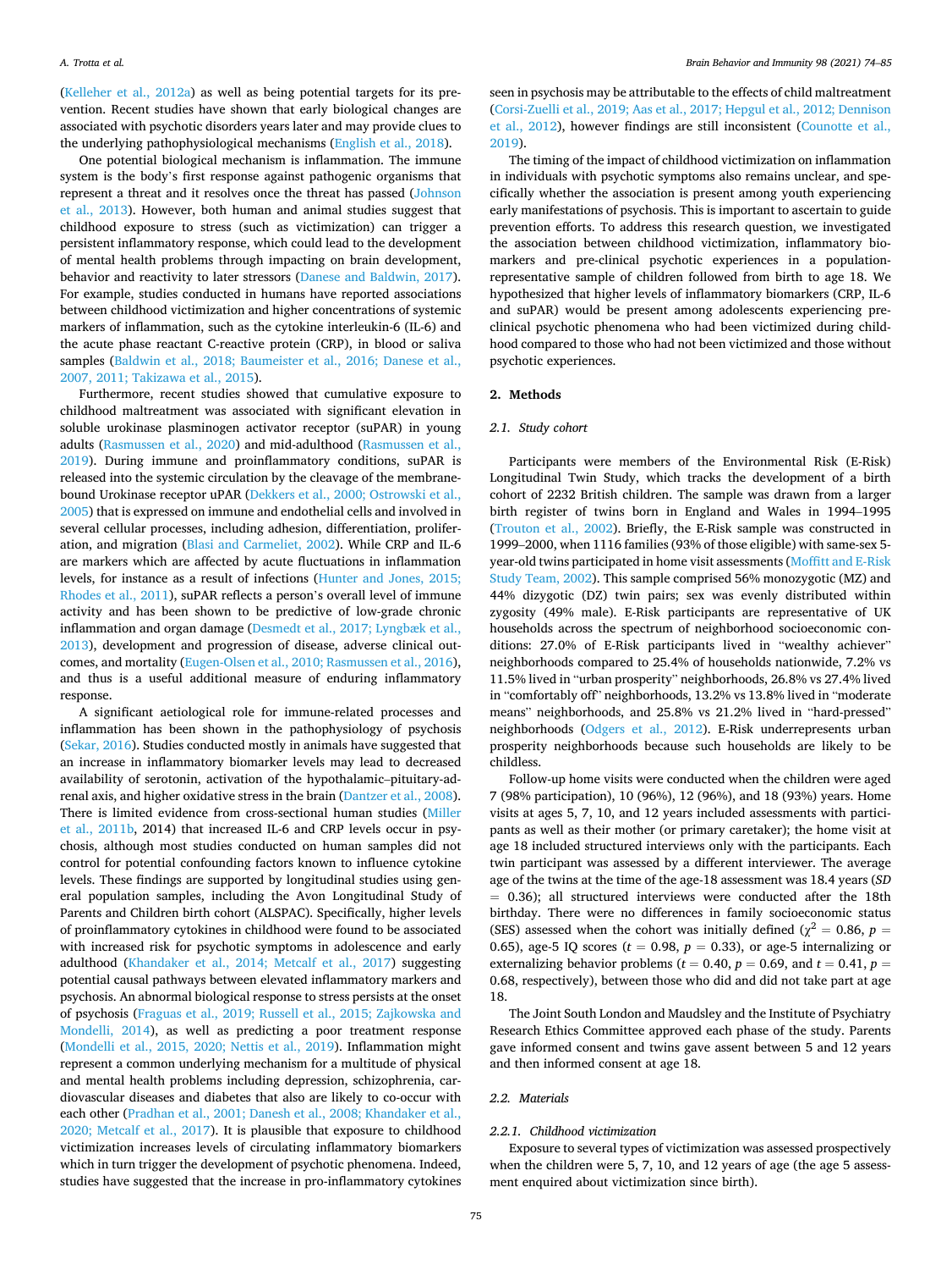(Kelleher et al., 2012a) as well as being potential targets for its prevention. Recent studies have shown that early biological changes are associated with psychotic disorders years later and may provide clues to the underlying pathophysiological mechanisms (English et al., 2018).

One potential biological mechanism is inflammation. The immune system is the body's first response against pathogenic organisms that represent a threat and it resolves once the threat has passed (Johnson et al., 2013). However, both human and animal studies suggest that childhood exposure to stress (such as victimization) can trigger a persistent inflammatory response, which could lead to the development of mental health problems through impacting on brain development, behavior and reactivity to later stressors (Danese and Baldwin, 2017). For example, studies conducted in humans have reported associations between childhood victimization and higher concentrations of systemic markers of inflammation, such as the cytokine interleukin-6 (IL-6) and the acute phase reactant C-reactive protein (CRP), in blood or saliva samples (Baldwin et al., 2018; Baumeister et al., 2016; Danese et al., 2007, 2011; Takizawa et al., 2015).

Furthermore, recent studies showed that cumulative exposure to childhood maltreatment was associated with significant elevation in soluble urokinase plasminogen activator receptor (suPAR) in young adults (Rasmussen et al., 2020) and mid-adulthood (Rasmussen et al., 2019). During immune and proinflammatory conditions, suPAR is released into the systemic circulation by the cleavage of the membrane-bound Urokinase receptor uPAR (Dekkers et al., 2000; Ostrowski et al., 2005) that is expressed on immune and endothelial cells and involved in several cellular processes, including adhesion, differentiation, proliferation, and migration (Blasi and Carmeliet, 2002). While CRP and IL-6 are markers which are affected by acute fluctuations in inflammation levels, for instance as a result of infections (Hunter and Jones, 2015; Rhodes et al., 2011), suPAR reflects a person's overall level of immune activity and has been shown to be predictive of low-grade chronic inflammation and organ damage (Desmedt et al., 2017; Lyngbæk et al., 2013), development and progression of disease, adverse clinical outcomes, and mortality (Eugen-Olsen et al., 2010; Rasmussen et al., 2016), and thus is a useful additional measure of enduring inflammatory response.

A significant aetiological role for immune-related processes and inflammation has been shown in the pathophysiology of psychosis (Sekar, 2016). Studies conducted mostly in animals have suggested that an increase in inflammatory biomarker levels may lead to decreased availability of serotonin, activation of the hypothalamic–pituitary-adrenal axis, and higher oxidative stress in the brain (Dantzer et al., 2008). There is limited evidence from cross-sectional human studies (Miller et al., 2011b, 2014) that increased IL-6 and CRP levels occur in psychosis, although most studies conducted on human samples did not control for potential confounding factors known to influence cytokine levels. These findings are supported by longitudinal studies using general population samples, including the Avon Longitudinal Study of Parents and Children birth cohort (ALSPAC). Specifically, higher levels of proinflammatory cytokines in childhood were found to be associated with increased risk for psychotic symptoms in adolescence and early adulthood (Khandaker et al., 2014; Metcalf et al., 2017) suggesting potential causal pathways between elevated inflammatory markers and psychosis. An abnormal biological response to stress persists at the onset of psychosis (Fraguas et al., 2019; Russell et al., 2015; Zajkowska and Mondelli, 2014), as well as predicting a poor treatment response (Mondelli et al., 2015, 2020; Nettis et al., 2019). Inflammation might represent a common underlying mechanism for a multitude of physical and mental health problems including depression, schizophrenia, cardiovascular diseases and diabetes that also are likely to co-occur with each other (Pradhan et al., 2001; Danesh et al., 2008; Khandaker et al., 2020; Metcalf et al., 2017). It is plausible that exposure to childhood victimization increases levels of circulating inflammatory biomarkers which in turn trigger the development of psychotic phenomena. Indeed, studies have suggested that the increase in pro-inflammatory cytokines seen in psychosis may be attributable to the effects of child maltreatment (Corsi-Zuelli et al., 2019; Aas et al., 2017; Hepgul et al., 2012; Dennison et al., 2012), however findings are still inconsistent (Counotte et al., 2019).

The timing of the impact of childhood victimization on inflammation in individuals with psychotic symptoms also remains unclear, and specifically whether the association is present among youth experiencing early manifestations of psychosis. This is important to ascertain to guide prevention efforts. To address this research question, we investigated the association between childhood victimization, inflammatory biomarkers and pre-clinical psychotic experiences in a population-representative sample of children followed from birth to age 18. We hypothesized that higher levels of inflammatory biomarkers (CRP, IL-6 and suPAR) would be present among adolescents experiencing pre-clinical psychotic phenomena who had been victimized during childhood compared to those who had not been victimized and those without psychotic experiences.

## 2. Methods

### 2.1. Study cohort

Participants were members of the Environmental Risk (E-Risk) Longitudinal Twin Study, which tracks the development of a birth cohort of 2232 British children. The sample was drawn from a larger birth register of twins born in England and Wales in 1994–1995 (Trouton et al., 2002). Briefly, the E-Risk sample was constructed in 1999–2000, when 1116 families (93% of those eligible) with same-sex 5-year-old twins participated in home visit assessments (Moffitt and E-Risk Study Team, 2002). This sample comprised 56% monozygotic (MZ) and 44% dizygotic (DZ) twin pairs; sex was evenly distributed within zygosity (49% male). E-Risk participants are representative of UK households across the spectrum of neighborhood socioeconomic conditions: 27.0% of E-Risk participants lived in "wealthy achiever" neighborhoods compared to 25.4% of households nationwide, 7.2% vs 11.5% lived in "urban prosperity" neighborhoods, 26.8% vs 27.4% lived in "comfortably off" neighborhoods, 13.2% vs 13.8% lived in "moderate means" neighborhoods, and 25.8% vs 21.2% lived in "hard-pressed" neighborhoods (Odgers et al., 2012). E-Risk underrepresents urban prosperity neighborhoods because such households are likely to be childless.

Follow-up home visits were conducted when the children were aged 7 (98% participation), 10 (96%), 12 (96%), and 18 (93%) years. Home visits at ages 5, 7, 10, and 12 years included assessments with participants as well as their mother (or primary caretaker); the home visit at age 18 included structured interviews only with the participants. Each twin participant was assessed by a different interviewer. The average age of the twins at the time of the age-18 assessment was 18.4 years ($SD = 0.36$); all structured interviews were conducted after the 18th birthday. There were no differences in family socioeconomic status (SES) assessed when the cohort was initially defined ($\chi^2 = 0.86$, $p = 0.65$), age-5 IQ scores ($t = 0.98$, $p = 0.33$), or age-5 internalizing or externalizing behavior problems ($t = 0.40$, $p = 0.69$, and $t = 0.41$, $p = 0.68$, respectively), between those who did and did not take part at age 18.

The Joint South London and Maudsley and the Institute of Psychiatry Research Ethics Committee approved each phase of the study. Parents gave informed consent and twins gave assent between 5 and 12 years and then informed consent at age 18.

### 2.2. Materials

#### 2.2.1. Childhood victimization

Exposure to several types of victimization was assessed prospectively when the children were 5, 7, 10, and 12 years of age (the age 5 assessment enquired about victimization since birth).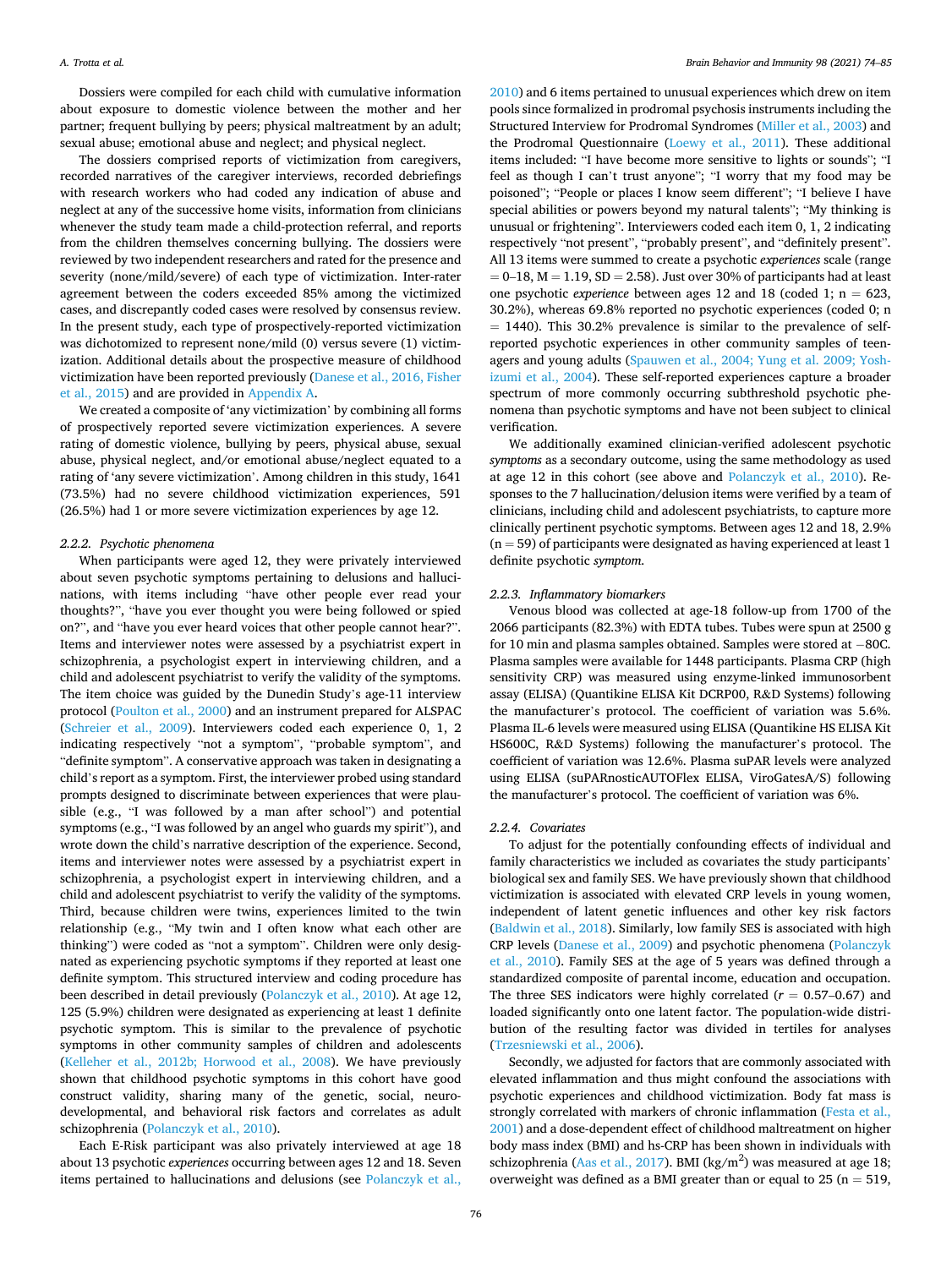Dossiers were compiled for each child with cumulative information about exposure to domestic violence between the mother and her partner; frequent bullying by peers; physical maltreatment by an adult; sexual abuse; emotional abuse and neglect; and physical neglect.

The dossiers comprised reports of victimization from caregivers, recorded narratives of the caregiver interviews, recorded debriefings with research workers who had coded any indication of abuse and neglect at any of the successive home visits, information from clinicians whenever the study team made a child-protection referral, and reports from the children themselves concerning bullying. The dossiers were reviewed by two independent researchers and rated for the presence and severity (none/mild/severe) of each type of victimization. Inter-rater agreement between the coders exceeded 85% among the victimized cases, and discrepantly coded cases were resolved by consensus review. In the present study, each type of prospectively-reported victimization was dichotomized to represent none/mild (0) versus severe (1) victimization. Additional details about the prospective measure of childhood victimization have been reported previously (Danese et al., 2016, Fisher et al., 2015) and are provided in Appendix A.

We created a composite of 'any victimization' by combining all forms of prospectively reported severe victimization experiences. A severe rating of domestic violence, bullying by peers, physical abuse, sexual abuse, physical neglect, and/or emotional abuse/neglect equated to a rating of 'any severe victimization'. Among children in this study, 1641 (73.5%) had no severe childhood victimization experiences, 591 (26.5%) had 1 or more severe victimization experiences by age 12.

### 2.2.2. Psychotic phenomena

When participants were aged 12, they were privately interviewed about seven psychotic symptoms pertaining to delusions and hallucinations, with items including "have other people ever read your thoughts?", "have you ever thought you were being followed or spied on?", and "have you ever heard voices that other people cannot hear?". Items and interviewer notes were assessed by a psychiatrist expert in schizophrenia, a psychologist expert in interviewing children, and a child and adolescent psychiatrist to verify the validity of the symptoms. The item choice was guided by the Dunedin Study's age-11 interview protocol (Poulton et al., 2000) and an instrument prepared for ALSPAC (Schreier et al., 2009). Interviewers coded each experience 0, 1, 2 indicating respectively "not a symptom", "probable symptom", and "definite symptom". A conservative approach was taken in designating a child's report as a symptom. First, the interviewer probed using standard prompts designed to discriminate between experiences that were plausible (e.g., "I was followed by a man after school") and potential symptoms (e.g., "I was followed by an angel who guards my spirit"), and wrote down the child's narrative description of the experience. Second, items and interviewer notes were assessed by a psychiatrist expert in schizophrenia, a psychologist expert in interviewing children, and a child and adolescent psychiatrist to verify the validity of the symptoms. Third, because children were twins, experiences limited to the twin relationship (e.g., "My twin and I often know what each other are thinking") were coded as "not a symptom". Children were only designated as experiencing psychotic symptoms if they reported at least one definite symptom. This structured interview and coding procedure has been described in detail previously (Polanczyk et al., 2010). At age 12, 125 (5.9%) children were designated as experiencing at least 1 definite psychotic symptom. This is similar to the prevalence of psychotic symptoms in other community samples of children and adolescents (Kelleher et al., 2012b; Horwood et al., 2008). We have previously shown that childhood psychotic symptoms in this cohort have good construct validity, sharing many of the genetic, social, neurodevelopmental, and behavioral risk factors and correlates as adult schizophrenia (Polanczyk et al., 2010).

Each E-Risk participant was also privately interviewed at age 18 about 13 psychotic *experiences* occurring between ages 12 and 18. Seven items pertained to hallucinations and delusions (see Polanczyk et al., 2010) and 6 items pertained to unusual experiences which drew on item pools since formalized in prodromal psychosis instruments including the Structured Interview for Prodromal Syndromes (Miller et al., 2003) and the Prodromal Questionnaire (Loewy et al., 2011). These additional items included: "I have become more sensitive to lights or sounds"; "I feel as though I can't trust anyone"; "I worry that my food may be poisoned"; "People or places I know seem different"; "I believe I have special abilities or powers beyond my natural talents"; "My thinking is unusual or frightening". Interviewers coded each item 0, 1, 2 indicating respectively "not present", "probably present", and "definitely present". All 13 items were summed to create a psychotic *experiences* scale (range = 0–18, M = 1.19, SD = 2.58). Just over 30% of participants had at least one psychotic *experience* between ages 12 and 18 (coded 1; n = 623, 30.2%), whereas 69.8% reported no psychotic experiences (coded 0; n = 1440). This 30.2% prevalence is similar to the prevalence of self-reported psychotic experiences in other community samples of teenagers and young adults (Spauwen et al., 2004; Yung et al. 2009; Yoshizumi et al., 2004). These self-reported experiences capture a broader spectrum of more commonly occurring subthreshold psychotic phenomena than psychotic symptoms and have not been subject to clinical verification.

We additionally examined clinician-verified adolescent psychotic *symptoms* as a secondary outcome, using the same methodology as used at age 12 in this cohort (see above and Polanczyk et al., 2010). Responses to the 7 hallucination/delusion items were verified by a team of clinicians, including child and adolescent psychiatrists, to capture more clinically pertinent psychotic symptoms. Between ages 12 and 18, 2.9% (n = 59) of participants were designated as having experienced at least 1 definite psychotic *symptom*.

### 2.2.3. Inflammatory biomarkers

Venous blood was collected at age-18 follow-up from 1700 of the 2066 participants (82.3%) with EDTA tubes. Tubes were spun at 2500 g for 10 min and plasma samples obtained. Samples were stored at −80C. Plasma samples were available for 1448 participants. Plasma CRP (high sensitivity CRP) was measured using enzyme-linked immunosorbent assay (ELISA) (Quantikine ELISA Kit DCRP00, R&D Systems) following the manufacturer's protocol. The coefficient of variation was 5.6%. Plasma IL-6 levels were measured using ELISA (Quantikine HS ELISA Kit HS600C, R&D Systems) following the manufacturer's protocol. The coefficient of variation was 12.6%. Plasma suPAR levels were analyzed using ELISA (suPARnosticAUTOFlex ELISA, ViroGatesA/S) following the manufacturer's protocol. The coefficient of variation was 6%.

### 2.2.4. Covariates

To adjust for the potentially confounding effects of individual and family characteristics we included as covariates the study participants' biological sex and family SES. We have previously shown that childhood victimization is associated with elevated CRP levels in young women, independent of latent genetic influences and other key risk factors (Baldwin et al., 2018). Similarly, low family SES is associated with high CRP levels (Danese et al., 2009) and psychotic phenomena (Polanczyk et al., 2010). Family SES at the age of 5 years was defined through a standardized composite of parental income, education and occupation. The three SES indicators were highly correlated ($r$ = 0.57–0.67) and loaded significantly onto one latent factor. The population-wide distribution of the resulting factor was divided in tertiles for analyses (Trzesniewski et al., 2006).

Secondly, we adjusted for factors that are commonly associated with elevated inflammation and thus might confound the associations with psychotic experiences and childhood victimization. Body fat mass is strongly correlated with markers of chronic inflammation (Festa et al., 2001) and a dose-dependent effect of childhood maltreatment on higher body mass index (BMI) and hs-CRP has been shown in individuals with schizophrenia (Aas et al., 2017). BMI ($kg/m^2$) was measured at age 18; overweight was defined as a BMI greater than or equal to 25 (n = 519,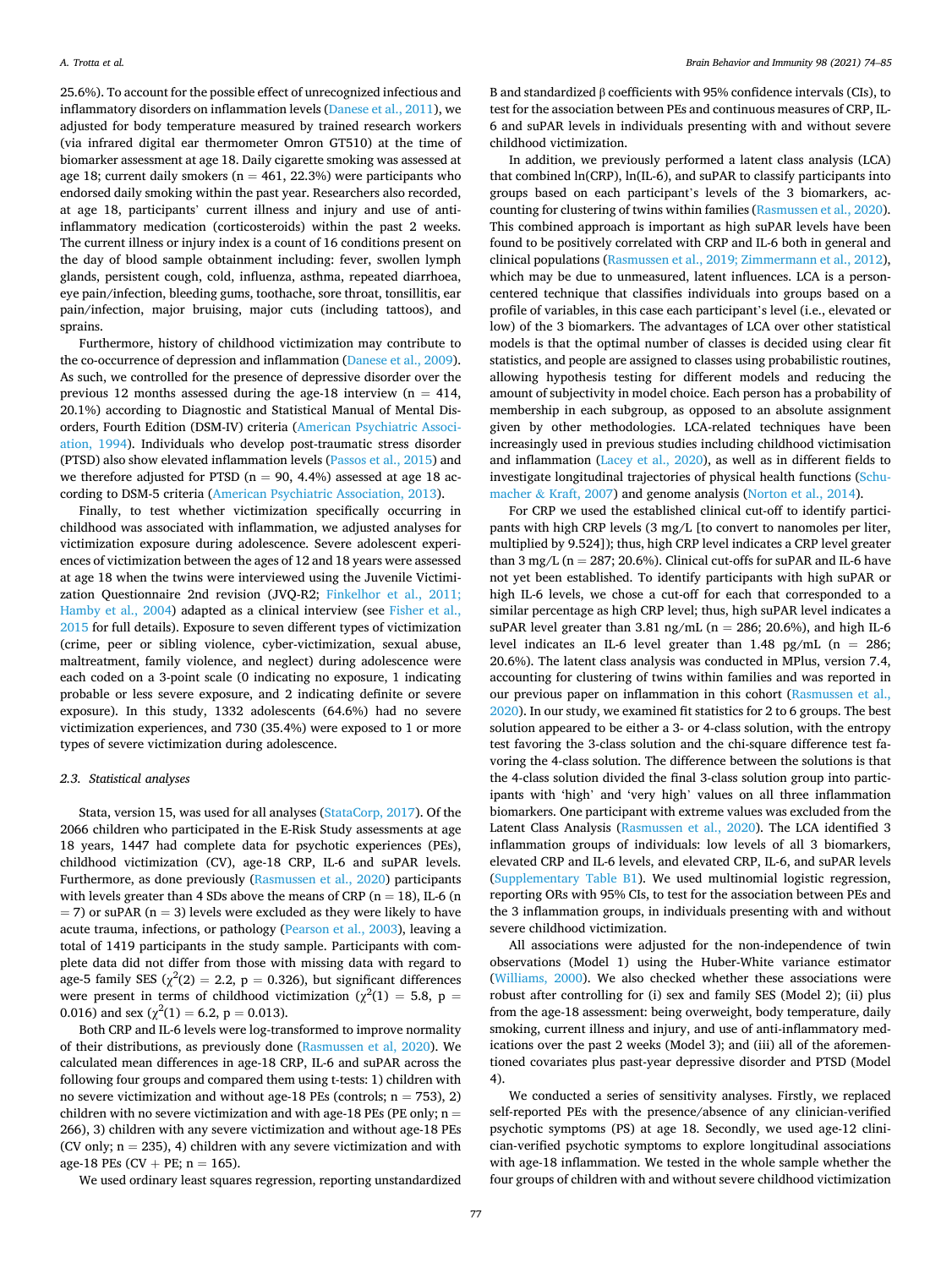25.6%). To account for the possible effect of unrecognized infectious and inflammatory disorders on inflammation levels (Danese et al., 2011), we adjusted for body temperature measured by trained research workers (via infrared digital ear thermometer Omron GT510) at the time of biomarker assessment at age 18. Daily cigarette smoking was assessed at age 18; current daily smokers (n = 461, 22.3%) were participants who endorsed daily smoking within the past year. Researchers also recorded, at age 18, participants' current illness and injury and use of anti-inflammatory medication (corticosteroids) within the past 2 weeks. The current illness or injury index is a count of 16 conditions present on the day of blood sample obtainment including: fever, swollen lymph glands, persistent cough, cold, influenza, asthma, repeated diarrhoea, eye pain/infection, bleeding gums, toothache, sore throat, tonsillitis, ear pain/infection, major bruising, major cuts (including tattoos), and sprains.

Furthermore, history of childhood victimization may contribute to the co-occurrence of depression and inflammation (Danese et al., 2009). As such, we controlled for the presence of depressive disorder over the previous 12 months assessed during the age-18 interview (n = 414, 20.1%) according to Diagnostic and Statistical Manual of Mental Disorders, Fourth Edition (DSM-IV) criteria (American Psychiatric Association, 1994). Individuals who develop post-traumatic stress disorder (PTSD) also show elevated inflammation levels (Passos et al., 2015) and we therefore adjusted for PTSD (n = 90, 4.4%) assessed at age 18 according to DSM-5 criteria (American Psychiatric Association, 2013).

Finally, to test whether victimization specifically occurring in childhood was associated with inflammation, we adjusted analyses for victimization exposure during adolescence. Severe adolescent experiences of victimization between the ages of 12 and 18 years were assessed at age 18 when the twins were interviewed using the Juvenile Victimization Questionnaire 2nd revision (JVQ-R2; Finkelhor et al., 2011; Hamby et al., 2004) adapted as a clinical interview (see Fisher et al., 2015 for full details). Exposure to seven different types of victimization (crime, peer or sibling violence, cyber-victimization, sexual abuse, maltreatment, family violence, and neglect) during adolescence were each coded on a 3-point scale (0 indicating no exposure, 1 indicating probable or less severe exposure, and 2 indicating definite or severe exposure). In this study, 1332 adolescents (64.6%) had no severe victimization experiences, and 730 (35.4%) were exposed to 1 or more types of severe victimization during adolescence.

### 2.3. Statistical analyses

Stata, version 15, was used for all analyses (StataCorp, 2017). Of the 2066 children who participated in the E-Risk Study assessments at age 18 years, 1447 had complete data for psychotic experiences (PEs), childhood victimization (CV), age-18 CRP, IL-6 and suPAR levels. Furthermore, as done previously (Rasmussen et al., 2020) participants with levels greater than 4 SDs above the means of CRP (n = 18), IL-6 (n = 7) or suPAR (n = 3) levels were excluded as they were likely to have acute trauma, infections, or pathology (Pearson et al., 2003), leaving a total of 1419 participants in the study sample. Participants with complete data did not differ from those with missing data with regard to age-5 family SES ($\chi^2(2) = 2.2$, p = 0.326), but significant differences were present in terms of childhood victimization ($\chi^2(1) = 5.8$, p = 0.016) and sex ($\chi^2(1) = 6.2$, p = 0.013).

Both CRP and IL-6 levels were log-transformed to improve normality of their distributions, as previously done (Rasmussen et al, 2020). We calculated mean differences in age-18 CRP, IL-6 and suPAR across the following four groups and compared them using t-tests: 1) children with no severe victimization and without age-18 PEs (controls; n = 753), 2) children with no severe victimization and with age-18 PEs (PE only; n = 266), 3) children with any severe victimization and without age-18 PEs (CV only; n = 235), 4) children with any severe victimization and with age-18 PEs (CV + PE; n = 165).

We used ordinary least squares regression, reporting unstandardized B and standardized β coefficients with 95% confidence intervals (CIs), to test for the association between PEs and continuous measures of CRP, IL-6 and suPAR levels in individuals presenting with and without severe childhood victimization.

In addition, we previously performed a latent class analysis (LCA) that combined ln(CRP), ln(IL-6), and suPAR to classify participants into groups based on each participant's levels of the 3 biomarkers, accounting for clustering of twins within families (Rasmussen et al., 2020). This combined approach is important as high suPAR levels have been found to be positively correlated with CRP and IL-6 both in general and clinical populations (Rasmussen et al., 2019; Zimmermann et al., 2012), which may be due to unmeasured, latent influences. LCA is a person-centered technique that classifies individuals into groups based on a profile of variables, in this case each participant's level (i.e., elevated or low) of the 3 biomarkers. The advantages of LCA over other statistical models is that the optimal number of classes is decided using clear fit statistics, and people are assigned to classes using probabilistic routines, allowing hypothesis testing for different models and reducing the amount of subjectivity in model choice. Each person has a probability of membership in each subgroup, as opposed to an absolute assignment given by other methodologies. LCA-related techniques have been increasingly used in previous studies including childhood victimisation and inflammation (Lacey et al., 2020), as well as in different fields to investigate longitudinal trajectories of physical health functions (Schumacher & Kraft, 2007) and genome analysis (Norton et al., 2014).

For CRP we used the established clinical cut-off to identify participants with high CRP levels (3 mg/L [to convert to nanomoles per liter, multiplied by 9.524]); thus, high CRP level indicates a CRP level greater than 3 mg/L (n = 287; 20.6%). Clinical cut-offs for suPAR and IL-6 have not yet been established. To identify participants with high suPAR or high IL-6 levels, we chose a cut-off for each that corresponded to a similar percentage as high CRP level; thus, high suPAR level indicates a suPAR level greater than 3.81 ng/mL (n = 286; 20.6%), and high IL-6 level indicates an IL-6 level greater than 1.48 pg/mL (n = 286; 20.6%). The latent class analysis was conducted in MPlus, version 7.4, accounting for clustering of twins within families and was reported in our previous paper on inflammation in this cohort (Rasmussen et al., 2020). In our study, we examined fit statistics for 2 to 6 groups. The best solution appeared to be either a 3- or 4-class solution, with the entropy test favoring the 3-class solution and the chi-square difference test favoring the 4-class solution. The difference between the solutions is that the 4-class solution divided the final 3-class solution group into participants with 'high' and 'very high' values on all three inflammation biomarkers. One participant with extreme values was excluded from the Latent Class Analysis (Rasmussen et al., 2020). The LCA identified 3 inflammation groups of individuals: low levels of all 3 biomarkers, elevated CRP and IL-6 levels, and elevated CRP, IL-6, and suPAR levels (Supplementary Table B1). We used multinomial logistic regression, reporting ORs with 95% CIs, to test for the association between PEs and the 3 inflammation groups, in individuals presenting with and without severe childhood victimization.

All associations were adjusted for the non-independence of twin observations (Model 1) using the Huber-White variance estimator (Williams, 2000). We also checked whether these associations were robust after controlling for (i) sex and family SES (Model 2); (ii) plus from the age-18 assessment: being overweight, body temperature, daily smoking, current illness and injury, and use of anti-inflammatory medications over the past 2 weeks (Model 3); and (iii) all of the aforementioned covariates plus past-year depressive disorder and PTSD (Model 4).

We conducted a series of sensitivity analyses. Firstly, we replaced self-reported PEs with the presence/absence of any clinician-verified psychotic symptoms (PS) at age 18. Secondly, we used age-12 clinician-verified psychotic symptoms to explore longitudinal associations with age-18 inflammation. We tested in the whole sample whether the four groups of children with and without severe childhood victimization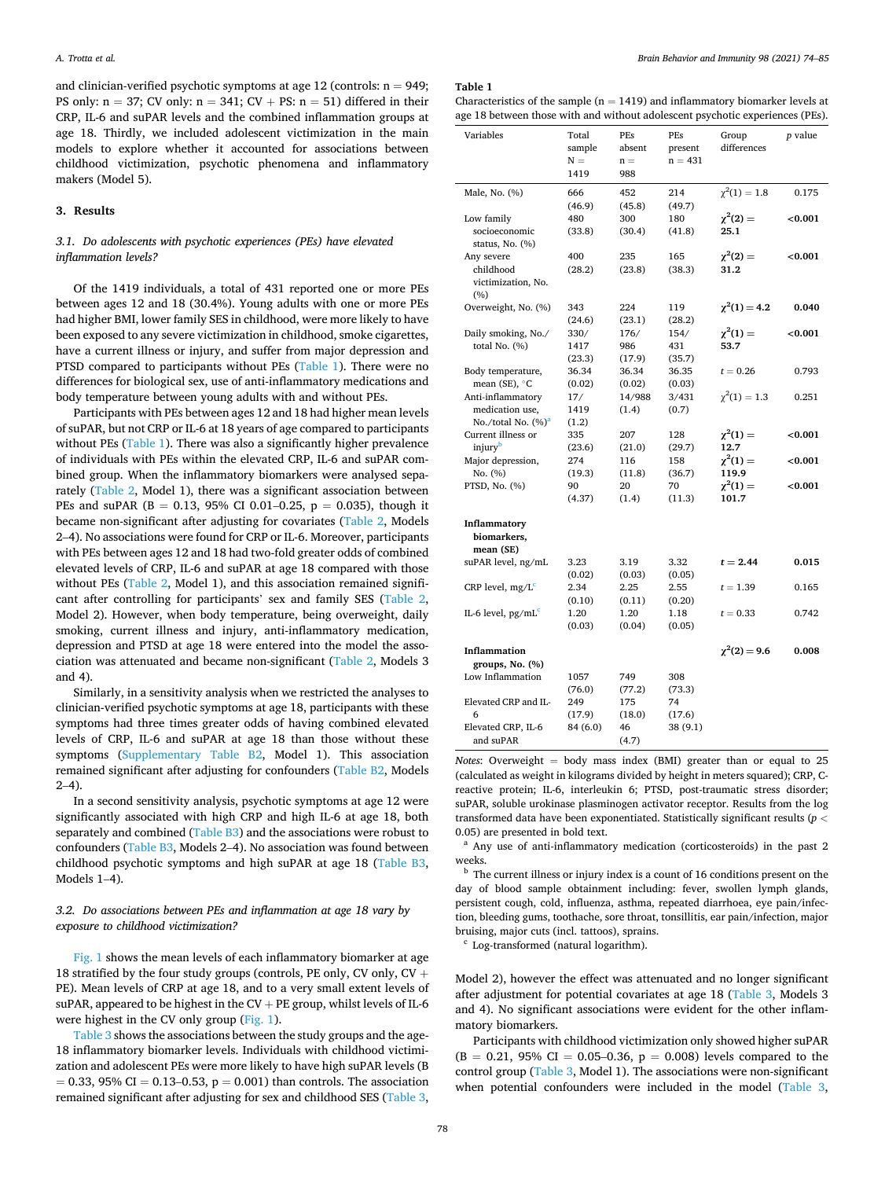and clinician-verified psychotic symptoms at age 12 (controls: n = 949; PS only: n = 37; CV only: n = 341; CV + PS: n = 51) differed in their CRP, IL-6 and suPAR levels and the combined inflammation groups at age 18. Thirdly, we included adolescent victimization in the main models to explore whether it accounted for associations between childhood victimization, psychotic phenomena and inflammatory makers (Model 5).

## 3. Results

### 3.1. Do adolescents with psychotic experiences (PEs) have elevated inflammation levels?

Of the 1419 individuals, a total of 431 reported one or more PEs between ages 12 and 18 (30.4%). Young adults with one or more PEs had higher BMI, lower family SES in childhood, were more likely to have been exposed to any severe victimization in childhood, smoke cigarettes, have a current illness or injury, and suffer from major depression and PTSD compared to participants without PEs (Table 1). There were no differences for biological sex, use of anti-inflammatory medications and body temperature between young adults with and without PEs.

Participants with PEs between ages 12 and 18 had higher mean levels of suPAR, but not CRP or IL-6 at 18 years of age compared to participants without PEs (Table 1). There was also a significantly higher prevalence of individuals with PEs within the elevated CRP, IL-6 and suPAR combined group. When the inflammatory biomarkers were analysed separately (Table 2, Model 1), there was a significant association between PEs and suPAR (B = 0.13, 95% CI 0.01–0.25, p = 0.035), though it became non-significant after adjusting for covariates (Table 2, Models 2–4). No associations were found for CRP or IL-6. Moreover, participants with PEs between ages 12 and 18 had two-fold greater odds of combined elevated levels of CRP, IL-6 and suPAR at age 18 compared with those without PEs (Table 2, Model 1), and this association remained significant after controlling for participants' sex and family SES (Table 2, Model 2). However, when body temperature, being overweight, daily smoking, current illness and injury, anti-inflammatory medication, depression and PTSD at age 18 were entered into the model the association was attenuated and became non-significant (Table 2, Models 3 and 4).

Similarly, in a sensitivity analysis when we restricted the analyses to clinician-verified psychotic symptoms at age 18, participants with these symptoms had three times greater odds of having combined elevated levels of CRP, IL-6 and suPAR at age 18 than those without these symptoms (Supplementary Table B2, Model 1). This association remained significant after adjusting for confounders (Table B2, Models 2–4).

In a second sensitivity analysis, psychotic symptoms at age 12 were significantly associated with high CRP and high IL-6 at age 18, both separately and combined (Table B3) and the associations were robust to confounders (Table B3, Models 2–4). No association was found between childhood psychotic symptoms and high suPAR at age 18 (Table B3, Models 1–4).

### 3.2. Do associations between PEs and inflammation at age 18 vary by exposure to childhood victimization?

Fig. 1 shows the mean levels of each inflammatory biomarker at age 18 stratified by the four study groups (controls, PE only, CV only, CV + PE). Mean levels of CRP at age 18, and to a very small extent levels of suPAR, appeared to be highest in the CV + PE group, whilst levels of IL-6 were highest in the CV only group (Fig. 1).

Table 3 shows the associations between the study groups and the age-18 inflammatory biomarker levels. Individuals with childhood victimization and adolescent PEs were more likely to have high suPAR levels (B = 0.33, 95% CI = 0.13–0.53, p = 0.001) than controls. The association remained significant after adjusting for sex and childhood SES (Table 3, Model 2), however the effect was attenuated and no longer significant after adjustment for potential covariates at age 18 (Table 3, Models 3 and 4). No significant associations were evident for the other inflammatory biomarkers.

Participants with childhood victimization only showed higher suPAR (B = 0.21, 95% CI = 0.05–0.36, p = 0.008) levels compared to the control group (Table 3, Model 1). The associations were non-significant when potential confounders were included in the model (Table 3,

**Table 1**
Characteristics of the sample (n = 1419) and inflammatory biomarker levels at age 18 between those with and without adolescent psychotic experiences (PEs).

| Variables | Total sample N = 1419 | PEs absent n = 988 | PEs present n = 431 | Group differences | p value |
|---|---|---|---|---|---|
| Male, No. (%) | 666 (46.9) | 452 (45.8) | 214 (49.7) | $\chi^2(1) = 1.8$ | 0.175 |
| Low family socioeconomic status, No. (%) | 480 (33.8) | 300 (30.4) | 180 (41.8) | **$\chi^2(2) = 25.1$** | **<0.001** |
| Any severe childhood victimization, No. (%) | 400 (28.2) | 235 (23.8) | 165 (38.3) | **$\chi^2(2) = 31.2$** | **<0.001** |
| Overweight, No. (%) | 343 (24.6) | 224 (23.1) | 119 (28.2) | **$\chi^2(1) = 4.2$** | **0.040** |
| Daily smoking, No./total No. (%) | 330/1417 (23.3) | 176/986 (17.9) | 154/431 (35.7) | **$\chi^2(1) = 53.7$** | **<0.001** |
| Body temperature, mean (SE), °C | 36.34 (0.02) | 36.34 (0.02) | 36.35 (0.03) | $t = 0.26$ | 0.793 |
| Anti-inflammatory medication use, No./total No. (%)[a] | 17/1419 (1.2) | 14/988 (1.4) | 3/431 (0.7) | $\chi^2(1) = 1.3$ | 0.251 |
| Current illness or injury[b] | 335 (23.6) | 207 (21.0) | 128 (29.7) | **$\chi^2(1) = 12.7$** | **<0.001** |
| Major depression, No. (%) | 274 (19.3) | 116 (11.8) | 158 (36.7) | **$\chi^2(1) = 119.9$** | **<0.001** |
| PTSD, No. (%) | 90 (4.37) | 20 (1.4) | 70 (11.3) | **$\chi^2(1) = 101.7$** | **<0.001** |
| **Inflammatory biomarkers, mean (SE)** | | | | | |
| suPAR level, ng/mL | 3.23 (0.02) | 3.19 (0.03) | 3.32 (0.05) | **$t = 2.44$** | **0.015** |
| CRP level, mg/L[c] | 2.34 (0.10) | 2.25 (0.11) | 2.55 (0.20) | $t = 1.39$ | 0.165 |
| IL-6 level, pg/mL[c] | 1.20 (0.03) | 1.20 (0.04) | 1.18 (0.05) | $t = 0.33$ | 0.742 |
| **Inflammation groups, No. (%)** | | | | **$\chi^2(2) = 9.6$** | **0.008** |
| Low Inflammation | 1057 (76.0) | 749 (77.2) | 308 (73.3) | | |
| Elevated CRP and IL-6 | 249 (17.9) | 175 (18.0) | 74 (17.6) | | |
| Elevated CRP, IL-6 and suPAR | 84 (6.0) | 46 (4.7) | 38 (9.1) | | |

*Notes*: Overweight = body mass index (BMI) greater than or equal to 25 (calculated as weight in kilograms divided by height in meters squared); CRP, C-reactive protein; IL-6, interleukin 6; PTSD, post-traumatic stress disorder; suPAR, soluble urokinase plasminogen activator receptor. Results from the log transformed data have been exponentiated. Statistically significant results ($p < 0.05$) are presented in bold text.

[a] Any use of anti-inflammatory medication (corticosteroids) in the past 2 weeks.

[b] The current illness or injury index is a count of 16 conditions present on the day of blood sample obtainment including: fever, swollen lymph glands, persistent cough, cold, influenza, asthma, repeated diarrhoea, eye pain/infection, bleeding gums, toothache, sore throat, tonsillitis, ear pain/infection, major bruising, major cuts (incl. tattoos), sprains.

[c] Log-transformed (natural logarithm).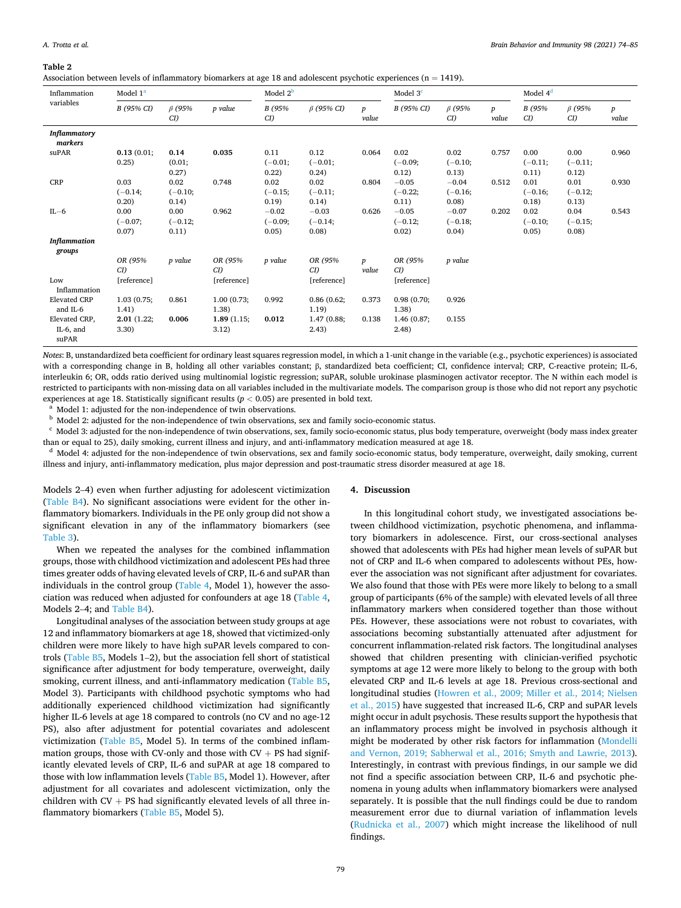**Table 2**
Association between levels of inflammatory biomarkers at age 18 and adolescent psychotic experiences (n = 1419).

| Inflammation variables | Model 1[a] | | | Model 2[b] | | | Model 3[c] | | | Model 4[d] | | |
|---|---|---|---|---|---|---|---|---|---|---|---|---|
| | *B (95% CI)* | *β (95% CI)* | *p value* | *B (95% CI)* | *β (95% CI)* | *p value* | *B (95% CI)* | *β (95% CI)* | *p value* | *B (95% CI)* | *β (95% CI)* | *p value* |
| ***Inflammatory markers*** | | | | | | | | | | | | |
| suPAR | **0.13** (0.01; 0.25) | **0.14** (0.01; 0.27) | **0.035** | 0.11 (−0.01; 0.22) | 0.12 (−0.01; 0.24) | 0.064 | 0.02 (−0.09; 0.12) | 0.02 (−0.10; 0.13) | 0.757 | 0.00 (−0.11; 0.11) | 0.00 (−0.11; 0.12) | 0.960 |
| CRP | 0.03 (−0.14; 0.20) | 0.02 (−0.10; 0.14) | 0.748 | 0.02 (−0.15; 0.19) | 0.02 (−0.11; 0.14) | 0.804 | −0.05 (−0.22; 0.11) | −0.04 (−0.16; 0.08) | 0.512 | 0.01 (−0.16; 0.18) | 0.01 (−0.12; 0.13) | 0.930 |
| IL−6 | 0.00 (−0.07; 0.07) | 0.00 (−0.12; 0.11) | 0.962 | −0.02 (−0.09; 0.05) | −0.03 (−0.14; 0.08) | 0.626 | −0.05 (−0.12; 0.02) | −0.07 (−0.18; 0.04) | 0.202 | 0.02 (−0.10; 0.05) | 0.04 (−0.15; 0.08) | 0.543 |
| ***Inflammation groups*** | | | | | | | | | | | | |
| | *OR (95% CI)* | *p value* | *OR (95% CI)* | *p value* | *OR (95% CI)* | *p value* | *OR (95% CI)* | *p value* | | | | |
| Low Inflammation | [reference] | | [reference] | | [reference] | | [reference] | | | | | |
| Elevated CRP and IL-6 | 1.03 (0.75; 1.41) | 0.861 | 1.00 (0.73; 1.38) | 0.992 | 0.86 (0.62; 1.19) | 0.373 | 0.98 (0.70; 1.38) | 0.926 | | | | |
| Elevated CRP, IL-6, and suPAR | **2.01** (1.22; 3.30) | **0.006** | **1.89** (1.15; 3.12) | **0.012** | 1.47 (0.88; 2.43) | 0.138 | 1.46 (0.87; 2.48) | 0.155 | | | | |

*Notes*: B, unstandardized beta coefficient for ordinary least squares regression model, in which a 1-unit change in the variable (e.g., psychotic experiences) is associated with a corresponding change in B, holding all other variables constant; β, standardized beta coefficient; CI, confidence interval; CRP, C-reactive protein; IL-6, interleukin 6; OR, odds ratio derived using multinomial logistic regression; suPAR, soluble urokinase plasminogen activator receptor. The N within each model is restricted to participants with non-missing data on all variables included in the multivariate models. The comparison group is those who did not report any psychotic experiences at age 18. Statistically significant results ($p < 0.05$) are presented in bold text.

[a] Model 1: adjusted for the non-independence of twin observations.

[b] Model 2: adjusted for the non-independence of twin observations, sex and family socio-economic status.

[c] Model 3: adjusted for the non-independence of twin observations, sex, family socio-economic status, plus body temperature, overweight (body mass index greater than or equal to 25), daily smoking, current illness and injury, and anti-inflammatory medication measured at age 18.

[d] Model 4: adjusted for the non-independence of twin observations, sex and family socio-economic status, body temperature, overweight, daily smoking, current illness and injury, anti-inflammatory medication, plus major depression and post-traumatic stress disorder measured at age 18.

Models 2–4) even when further adjusting for adolescent victimization (Table B4). No significant associations were evident for the other inflammatory biomarkers. Individuals in the PE only group did not show a significant elevation in any of the inflammatory biomarkers (see Table 3).

When we repeated the analyses for the combined inflammation groups, those with childhood victimization and adolescent PEs had three times greater odds of having elevated levels of CRP, IL-6 and suPAR than individuals in the control group (Table 4, Model 1), however the association was reduced when adjusted for confounders at age 18 (Table 4, Models 2–4; and Table B4).

Longitudinal analyses of the association between study groups at age 12 and inflammatory biomarkers at age 18, showed that victimized-only children were more likely to have high suPAR levels compared to controls (Table B5, Models 1–2), but the association fell short of statistical significance after adjustment for body temperature, overweight, daily smoking, current illness, and anti-inflammatory medication (Table B5, Model 3). Participants with childhood psychotic symptoms who had additionally experienced childhood victimization had significantly higher IL-6 levels at age 18 compared to controls (no CV and no age-12 PS), also after adjustment for potential covariates and adolescent victimization (Table B5, Model 5). In terms of the combined inflammation groups, those with CV-only and those with CV + PS had significantly elevated levels of CRP, IL-6 and suPAR at age 18 compared to those with low inflammation levels (Table B5, Model 1). However, after adjustment for all covariates and adolescent victimization, only the children with CV + PS had significantly elevated levels of all three inflammatory biomarkers (Table B5, Model 5).

## 4. Discussion

In this longitudinal cohort study, we investigated associations between childhood victimization, psychotic phenomena, and inflammatory biomarkers in adolescence. First, our cross-sectional analyses showed that adolescents with PEs had higher mean levels of suPAR but not of CRP and IL-6 when compared to adolescents without PEs, however the association was not significant after adjustment for covariates. We also found that those with PEs were more likely to belong to a small group of participants (6% of the sample) with elevated levels of all three inflammatory markers when considered together than those without PEs. However, these associations were not robust to covariates, with associations becoming substantially attenuated after adjustment for concurrent inflammation-related risk factors. The longitudinal analyses showed that children presenting with clinician-verified psychotic symptoms at age 12 were more likely to belong to the group with both elevated CRP and IL-6 levels at age 18. Previous cross-sectional and longitudinal studies (Howren et al., 2009; Miller et al., 2014; Nielsen et al., 2015) have suggested that increased IL-6, CRP and suPAR levels might occur in adult psychosis. These results support the hypothesis that an inflammatory process might be involved in psychosis although it might be moderated by other risk factors for inflammation (Mondelli and Vernon, 2019; Sabherwal et al., 2016; Smyth and Lawrie, 2013). Interestingly, in contrast with previous findings, in our sample we did not find a specific association between CRP, IL-6 and psychotic phenomena in young adults when inflammatory biomarkers were analysed separately. It is possible that the null findings could be due to random measurement error due to diurnal variation of inflammation levels (Rudnicka et al., 2007) which might increase the likelihood of null findings.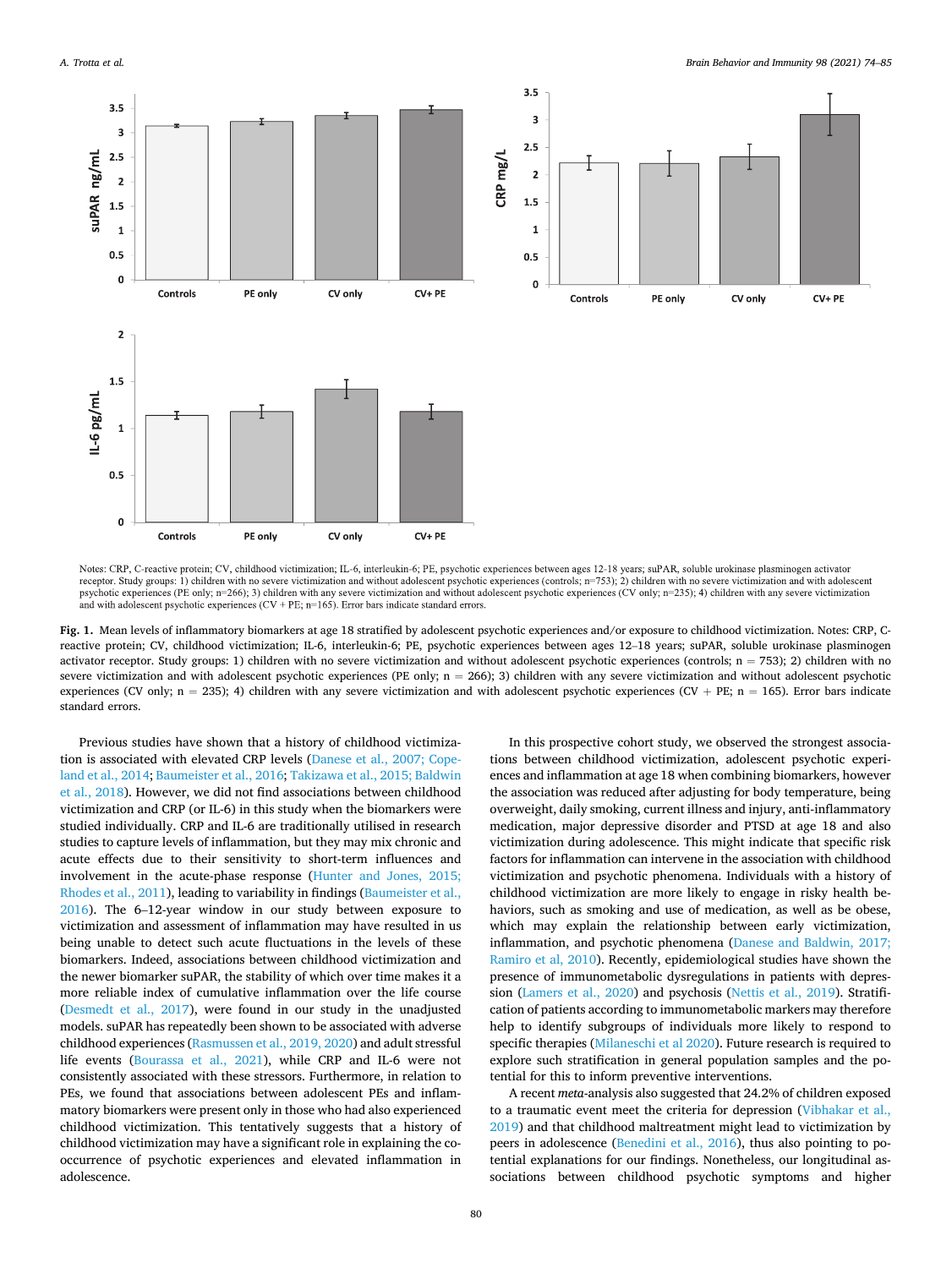Notes: CRP, C-reactive protein; CV, childhood victimization; IL-6, interleukin-6; PE, psychotic experiences between ages 12-18 years; suPAR, soluble urokinase plasminogen activator receptor. Study groups: 1) children with no severe victimization and without adolescent psychotic experiences (controls; n=753); 2) children with no severe victimization and with adolescent psychotic experiences (PE only; n=266); 3) children with any severe victimization and without adolescent psychotic experiences (CV only; n=235); 4) children with any severe victimization and with adolescent psychotic experiences (CV + PE; n=165). Error bars indicate standard errors.

**Fig. 1.** Mean levels of inflammatory biomarkers at age 18 stratified by adolescent psychotic experiences and/or exposure to childhood victimization. Notes: CRP, C-reactive protein; CV, childhood victimization; IL-6, interleukin-6; PE, psychotic experiences between ages 12–18 years; suPAR, soluble urokinase plasminogen activator receptor. Study groups: 1) children with no severe victimization and without adolescent psychotic experiences (controls; n = 753); 2) children with no severe victimization and with adolescent psychotic experiences (PE only; n = 266); 3) children with any severe victimization and without adolescent psychotic experiences (CV only; n = 235); 4) children with any severe victimization and with adolescent psychotic experiences (CV + PE; n = 165). Error bars indicate standard errors.

Previous studies have shown that a history of childhood victimization is associated with elevated CRP levels (Danese et al., 2007; Copeland et al., 2014; Baumeister et al., 2016; Takizawa et al., 2015; Baldwin et al., 2018). However, we did not find associations between childhood victimization and CRP (or IL-6) in this study when the biomarkers were studied individually. CRP and IL-6 are traditionally utilised in research studies to capture levels of inflammation, but they may mix chronic and acute effects due to their sensitivity to short-term influences and involvement in the acute-phase response (Hunter and Jones, 2015; Rhodes et al., 2011), leading to variability in findings (Baumeister et al., 2016). The 6–12-year window in our study between exposure to victimization and assessment of inflammation may have resulted in us being unable to detect such acute fluctuations in the levels of these biomarkers. Indeed, associations between childhood victimization and the newer biomarker suPAR, the stability of which over time makes it a more reliable index of cumulative inflammation over the life course (Desmedt et al., 2017), were found in our study in the unadjusted models. suPAR has repeatedly been shown to be associated with adverse childhood experiences (Rasmussen et al., 2019, 2020) and adult stressful life events (Bourassa et al., 2021), while CRP and IL-6 were not consistently associated with these stressors. Furthermore, in relation to PEs, we found that associations between adolescent PEs and inflammatory biomarkers were present only in those who had also experienced childhood victimization. This tentatively suggests that a history of childhood victimization may have a significant role in explaining the co-occurrence of psychotic experiences and elevated inflammation in adolescence.

In this prospective cohort study, we observed the strongest associations between childhood victimization, adolescent psychotic experiences and inflammation at age 18 when combining biomarkers, however the association was reduced after adjusting for body temperature, being overweight, daily smoking, current illness and injury, anti-inflammatory medication, major depressive disorder and PTSD at age 18 and also victimization during adolescence. This might indicate that specific risk factors for inflammation can intervene in the association with childhood victimization and psychotic phenomena. Individuals with a history of childhood victimization are more likely to engage in risky health behaviors, such as smoking and use of medication, as well as be obese, which may explain the relationship between early victimization, inflammation, and psychotic phenomena (Danese and Baldwin, 2017; Ramiro et al, 2010). Recently, epidemiological studies have shown the presence of immunometabolic dysregulations in patients with depression (Lamers et al., 2020) and psychosis (Nettis et al., 2019). Stratification of patients according to immunometabolic markers may therefore help to identify subgroups of individuals more likely to respond to specific therapies (Milaneschi et al 2020). Future research is required to explore such stratification in general population samples and the potential for this to inform preventive interventions.

A recent *meta*-analysis also suggested that 24.2% of children exposed to a traumatic event meet the criteria for depression (Vibhakar et al., 2019) and that childhood maltreatment might lead to victimization by peers in adolescence (Benedini et al., 2016), thus also pointing to potential explanations for our findings. Nonetheless, our longitudinal associations between childhood psychotic symptoms and higher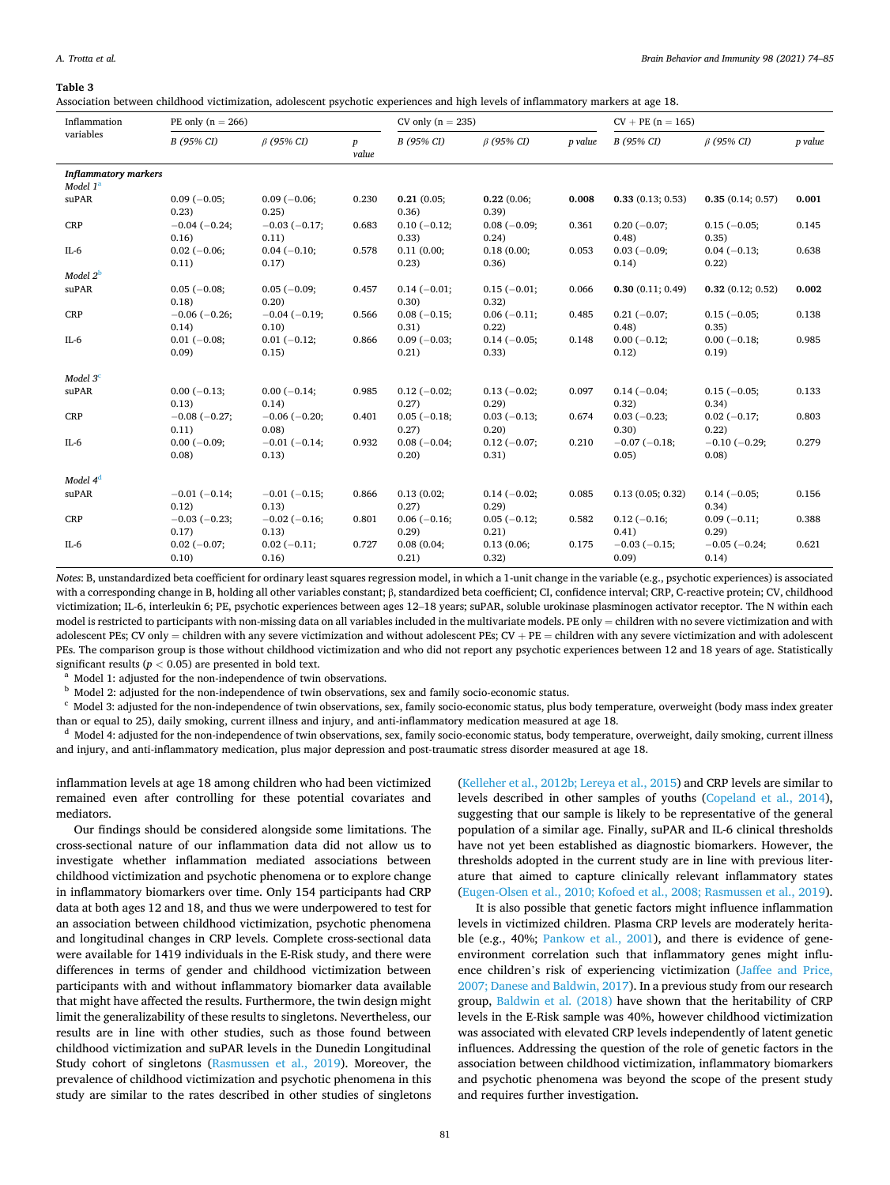**Table 3**

Association between childhood victimization, adolescent psychotic experiences and high levels of inflammatory markers at age 18.

| Inflammation variables | PE only (n = 266) | | | CV only (n = 235) | | | CV + PE (n = 165) | | |
|---|---|---|---|---|---|---|---|---|---|
| | *B (95% CI)* | *β (95% CI)* | *p value* | *B (95% CI)* | *β (95% CI)* | *p value* | *B (95% CI)* | *β (95% CI)* | *p value* |
| ***Inflammatory markers*** | | | | | | | | | |
| *Model 1*[a] | | | | | | | | | |
| suPAR | 0.09 (−0.05; 0.23) | 0.09 (−0.06; 0.25) | 0.230 | **0.21** (0.05; 0.36) | **0.22** (0.06; 0.39) | **0.008** | **0.33** (0.13; 0.53) | **0.35** (0.14; 0.57) | **0.001** |
| CRP | −0.04 (−0.24; 0.16) | −0.03 (−0.17; 0.11) | 0.683 | 0.10 (−0.12; 0.33) | 0.08 (−0.09; 0.24) | 0.361 | 0.20 (−0.07; 0.48) | 0.15 (−0.05; 0.35) | 0.145 |
| IL-6 | 0.02 (−0.06; 0.11) | 0.04 (−0.10; 0.17) | 0.578 | 0.11 (0.00; 0.23) | 0.18 (0.00; 0.36) | 0.053 | 0.03 (−0.09; 0.14) | 0.04 (−0.13; 0.22) | 0.638 |
| *Model 2*[b] | | | | | | | | | |
| suPAR | 0.05 (−0.08; 0.18) | 0.05 (−0.09; 0.20) | 0.457 | 0.14 (−0.01; 0.30) | 0.15 (−0.01; 0.32) | 0.066 | **0.30** (0.11; 0.49) | **0.32** (0.12; 0.52) | **0.002** |
| CRP | −0.06 (−0.26; 0.14) | −0.04 (−0.19; 0.10) | 0.566 | 0.08 (−0.15; 0.31) | 0.06 (−0.11; 0.22) | 0.485 | 0.21 (−0.07; 0.48) | 0.15 (−0.05; 0.35) | 0.138 |
| IL-6 | 0.01 (−0.08; 0.09) | 0.01 (−0.12; 0.15) | 0.866 | 0.09 (−0.03; 0.21) | 0.14 (−0.05; 0.33) | 0.148 | 0.00 (−0.12; 0.12) | 0.00 (−0.18; 0.19) | 0.985 |
| *Model 3*[c] | | | | | | | | | |
| suPAR | 0.00 (−0.13; 0.13) | 0.00 (−0.14; 0.14) | 0.985 | 0.12 (−0.02; 0.27) | 0.13 (−0.02; 0.29) | 0.097 | 0.14 (−0.04; 0.32) | 0.15 (−0.05; 0.34) | 0.133 |
| CRP | −0.08 (−0.27; 0.11) | −0.06 (−0.20; 0.08) | 0.401 | 0.05 (−0.18; 0.27) | 0.03 (−0.13; 0.20) | 0.674 | 0.03 (−0.23; 0.30) | 0.02 (−0.17; 0.22) | 0.803 |
| IL-6 | 0.00 (−0.09; 0.08) | −0.01 (−0.14; 0.13) | 0.932 | 0.08 (−0.04; 0.20) | 0.12 (−0.07; 0.31) | 0.210 | −0.07 (−0.18; 0.05) | −0.10 (−0.29; 0.08) | 0.279 |
| *Model 4*[d] | | | | | | | | | |
| suPAR | −0.01 (−0.14; 0.12) | −0.01 (−0.15; 0.13) | 0.866 | 0.13 (0.02; 0.27) | 0.14 (−0.02; 0.29) | 0.085 | 0.13 (0.05; 0.32) | 0.14 (−0.05; 0.34) | 0.156 |
| CRP | −0.03 (−0.23; 0.17) | −0.02 (−0.16; 0.13) | 0.801 | 0.06 (−0.16; 0.29) | 0.05 (−0.12; 0.21) | 0.582 | 0.12 (−0.16; 0.41) | 0.09 (−0.11; 0.29) | 0.388 |
| IL-6 | 0.02 (−0.07; 0.10) | 0.02 (−0.11; 0.16) | 0.727 | 0.08 (0.04; 0.21) | 0.13 (0.06; 0.32) | 0.175 | −0.03 (−0.15; 0.09) | −0.05 (−0.24; 0.14) | 0.621 |

*Notes*: B, unstandardized beta coefficient for ordinary least squares regression model, in which a 1-unit change in the variable (e.g., psychotic experiences) is associated with a corresponding change in B, holding all other variables constant; β, standardized beta coefficient; CI, confidence interval; CRP, C-reactive protein; CV, childhood victimization; IL-6, interleukin 6; PE, psychotic experiences between ages 12–18 years; suPAR, soluble urokinase plasminogen activator receptor. The N within each model is restricted to participants with non-missing data on all variables included in the multivariate models. PE only = children with no severe victimization and with adolescent PEs; CV only = children with any severe victimization and without adolescent PEs; CV + PE = children with any severe victimization and with adolescent PEs. The comparison group is those without childhood victimization and who did not report any psychotic experiences between 12 and 18 years of age. Statistically significant results ($p < 0.05$) are presented in bold text.

[a] Model 1: adjusted for the non-independence of twin observations.

[b] Model 2: adjusted for the non-independence of twin observations, sex and family socio-economic status.

[c] Model 3: adjusted for the non-independence of twin observations, sex, family socio-economic status, plus body temperature, overweight (body mass index greater than or equal to 25), daily smoking, current illness and injury, and anti-inflammatory medication measured at age 18.

[d] Model 4: adjusted for the non-independence of twin observations, sex, family socio-economic status, body temperature, overweight, daily smoking, current illness and injury, and anti-inflammatory medication, plus major depression and post-traumatic stress disorder measured at age 18.

inflammation levels at age 18 among children who had been victimized remained even after controlling for these potential covariates and mediators.

Our findings should be considered alongside some limitations. The cross-sectional nature of our inflammation data did not allow us to investigate whether inflammation mediated associations between childhood victimization and psychotic phenomena or to explore change in inflammatory biomarkers over time. Only 154 participants had CRP data at both ages 12 and 18, and thus we were underpowered to test for an association between childhood victimization, psychotic phenomena and longitudinal changes in CRP levels. Complete cross-sectional data were available for 1419 individuals in the E-Risk study, and there were differences in terms of gender and childhood victimization between participants with and without inflammatory biomarker data available that might have affected the results. Furthermore, the twin design might limit the generalizability of these results to singletons. Nevertheless, our results are in line with other studies, such as those found between childhood victimization and suPAR levels in the Dunedin Longitudinal Study cohort of singletons (Rasmussen et al., 2019). Moreover, the prevalence of childhood victimization and psychotic phenomena in this study are similar to the rates described in other studies of singletons (Kelleher et al., 2012b; Lereya et al., 2015) and CRP levels are similar to levels described in other samples of youths (Copeland et al., 2014), suggesting that our sample is likely to be representative of the general population of a similar age. Finally, suPAR and IL-6 clinical thresholds have not yet been established as diagnostic biomarkers. However, the thresholds adopted in the current study are in line with previous literature that aimed to capture clinically relevant inflammatory states (Eugen-Olsen et al., 2010; Kofoed et al., 2008; Rasmussen et al., 2019).

It is also possible that genetic factors might influence inflammation levels in victimized children. Plasma CRP levels are moderately heritable (e.g., 40%; Pankow et al., 2001), and there is evidence of gene-environment correlation such that inflammatory genes might influence children's risk of experiencing victimization (Jaffee and Price, 2007; Danese and Baldwin, 2017). In a previous study from our research group, Baldwin et al. (2018) have shown that the heritability of CRP levels in the E-Risk sample was 40%, however childhood victimization was associated with elevated CRP levels independently of latent genetic influences. Addressing the question of the role of genetic factors in the association between childhood victimization, inflammatory biomarkers and psychotic phenomena was beyond the scope of the present study and requires further investigation.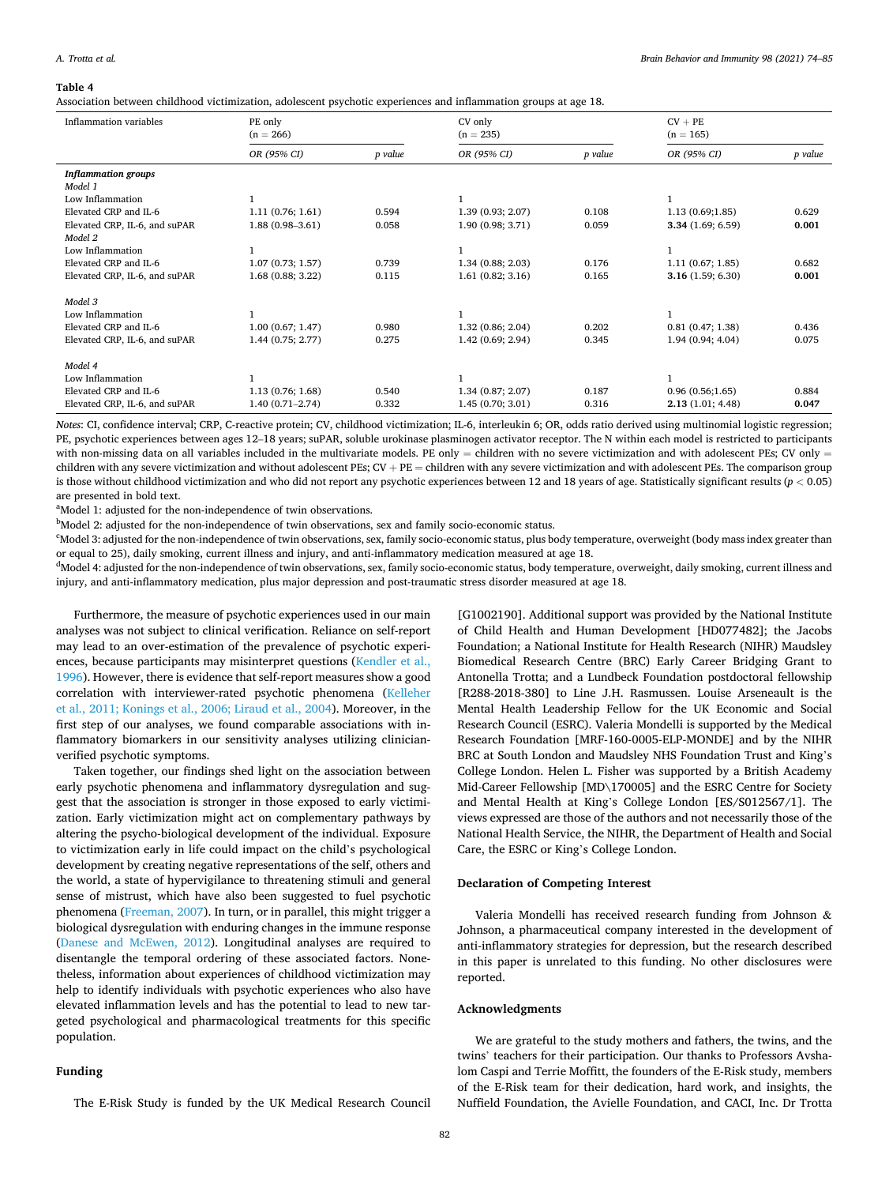**Table 4**

Association between childhood victimization, adolescent psychotic experiences and inflammation groups at age 18.

| Inflammation variables | PE only (n = 266) | | CV only (n = 235) | | CV + PE (n = 165) | |
|---|---|---|---|---|---|---|
| | *OR (95% CI)* | *p value* | *OR (95% CI)* | *p value* | *OR (95% CI)* | *p value* |
| ***Inflammation groups*** | | | | | | |
| *Model 1* | | | | | | |
| Low Inflammation | 1 | | 1 | | 1 | |
| Elevated CRP and IL-6 | 1.11 (0.76; 1.61) | 0.594 | 1.39 (0.93; 2.07) | 0.108 | 1.13 (0.69;1.85) | 0.629 |
| Elevated CRP, IL-6, and suPAR | 1.88 (0.98–3.61) | 0.058 | 1.90 (0.98; 3.71) | 0.059 | **3.34** (1.69; 6.59) | **0.001** |
| *Model 2* | | | | | | |
| Low Inflammation | 1 | | 1 | | 1 | |
| Elevated CRP and IL-6 | 1.07 (0.73; 1.57) | 0.739 | 1.34 (0.88; 2.03) | 0.176 | 1.11 (0.67; 1.85) | 0.682 |
| Elevated CRP, IL-6, and suPAR | 1.68 (0.88; 3.22) | 0.115 | 1.61 (0.82; 3.16) | 0.165 | **3.16** (1.59; 6.30) | **0.001** |
| *Model 3* | | | | | | |
| Low Inflammation | 1 | | 1 | | 1 | |
| Elevated CRP and IL-6 | 1.00 (0.67; 1.47) | 0.980 | 1.32 (0.86; 2.04) | 0.202 | 0.81 (0.47; 1.38) | 0.436 |
| Elevated CRP, IL-6, and suPAR | 1.44 (0.75; 2.77) | 0.275 | 1.42 (0.69; 2.94) | 0.345 | 1.94 (0.94; 4.04) | 0.075 |
| *Model 4* | | | | | | |
| Low Inflammation | 1 | | 1 | | 1 | |
| Elevated CRP and IL-6 | 1.13 (0.76; 1.68) | 0.540 | 1.34 (0.87; 2.07) | 0.187 | 0.96 (0.56;1.65) | 0.884 |
| Elevated CRP, IL-6, and suPAR | 1.40 (0.71–2.74) | 0.332 | 1.45 (0.70; 3.01) | 0.316 | **2.13** (1.01; 4.48) | **0.047** |

*Notes*: CI, confidence interval; CRP, C-reactive protein; CV, childhood victimization; IL-6, interleukin 6; OR, odds ratio derived using multinomial logistic regression; PE, psychotic experiences between ages 12–18 years; suPAR, soluble urokinase plasminogen activator receptor. The N within each model is restricted to participants with non-missing data on all variables included in the multivariate models. PE only = children with no severe victimization and with adolescent PEs; CV only = children with any severe victimization and without adolescent PEs; CV + PE = children with any severe victimization and with adolescent PEs. The comparison group is those without childhood victimization and who did not report any psychotic experiences between 12 and 18 years of age. Statistically significant results ($p < 0.05$) are presented in bold text.

[a]Model 1: adjusted for the non-independence of twin observations.

[b]Model 2: adjusted for the non-independence of twin observations, sex and family socio-economic status.

[c]Model 3: adjusted for the non-independence of twin observations, sex, family socio-economic status, plus body temperature, overweight (body mass index greater than or equal to 25), daily smoking, current illness and injury, and anti-inflammatory medication measured at age 18.

[d]Model 4: adjusted for the non-independence of twin observations, sex, family socio-economic status, body temperature, overweight, daily smoking, current illness and injury, and anti-inflammatory medication, plus major depression and post-traumatic stress disorder measured at age 18.

Furthermore, the measure of psychotic experiences used in our main analyses was not subject to clinical verification. Reliance on self-report may lead to an over-estimation of the prevalence of psychotic experiences, because participants may misinterpret questions (Kendler et al., 1996). However, there is evidence that self-report measures show a good correlation with interviewer-rated psychotic phenomena (Kelleher et al., 2011; Konings et al., 2006; Liraud et al., 2004). Moreover, in the first step of our analyses, we found comparable associations with inflammatory biomarkers in our sensitivity analyses utilizing clinician-verified psychotic symptoms.

Taken together, our findings shed light on the association between early psychotic phenomena and inflammatory dysregulation and suggest that the association is stronger in those exposed to early victimization. Early victimization might act on complementary pathways by altering the psycho-biological development of the individual. Exposure to victimization early in life could impact on the child's psychological development by creating negative representations of the self, others and the world, a state of hypervigilance to threatening stimuli and general sense of mistrust, which have also been suggested to fuel psychotic phenomena (Freeman, 2007). In turn, or in parallel, this might trigger a biological dysregulation with enduring changes in the immune response (Danese and McEwen, 2012). Longitudinal analyses are required to disentangle the temporal ordering of these associated factors. Nonetheless, information about experiences of childhood victimization may help to identify individuals with psychotic experiences who also have elevated inflammation levels and has the potential to lead to new targeted psychological and pharmacological treatments for this specific population.

## Funding

The E-Risk Study is funded by the UK Medical Research Council [G1002190]. Additional support was provided by the National Institute of Child Health and Human Development [HD077482]; the Jacobs Foundation; a National Institute for Health Research (NIHR) Maudsley Biomedical Research Centre (BRC) Early Career Bridging Grant to Antonella Trotta; and a Lundbeck Foundation postdoctoral fellowship [R288-2018-380] to Line J.H. Rasmussen. Louise Arseneault is the Mental Health Leadership Fellow for the UK Economic and Social Research Council (ESRC). Valeria Mondelli is supported by the Medical Research Foundation [MRF-160-0005-ELP-MONDE] and by the NIHR BRC at South London and Maudsley NHS Foundation Trust and King's College London. Helen L. Fisher was supported by a British Academy Mid-Career Fellowship [MD\170005] and the ESRC Centre for Society and Mental Health at King's College London [ES/S012567/1]. The views expressed are those of the authors and not necessarily those of the National Health Service, the NIHR, the Department of Health and Social Care, the ESRC or King's College London.

## Declaration of Competing Interest

Valeria Mondelli has received research funding from Johnson & Johnson, a pharmaceutical company interested in the development of anti-inflammatory strategies for depression, but the research described in this paper is unrelated to this funding. No other disclosures were reported.

## Acknowledgments

We are grateful to the study mothers and fathers, the twins, and the twins' teachers for their participation. Our thanks to Professors Avshalom Caspi and Terrie Moffitt, the founders of the E-Risk study, members of the E-Risk team for their dedication, hard work, and insights, the Nuffield Foundation, the Avielle Foundation, and CACI, Inc. Dr Trotta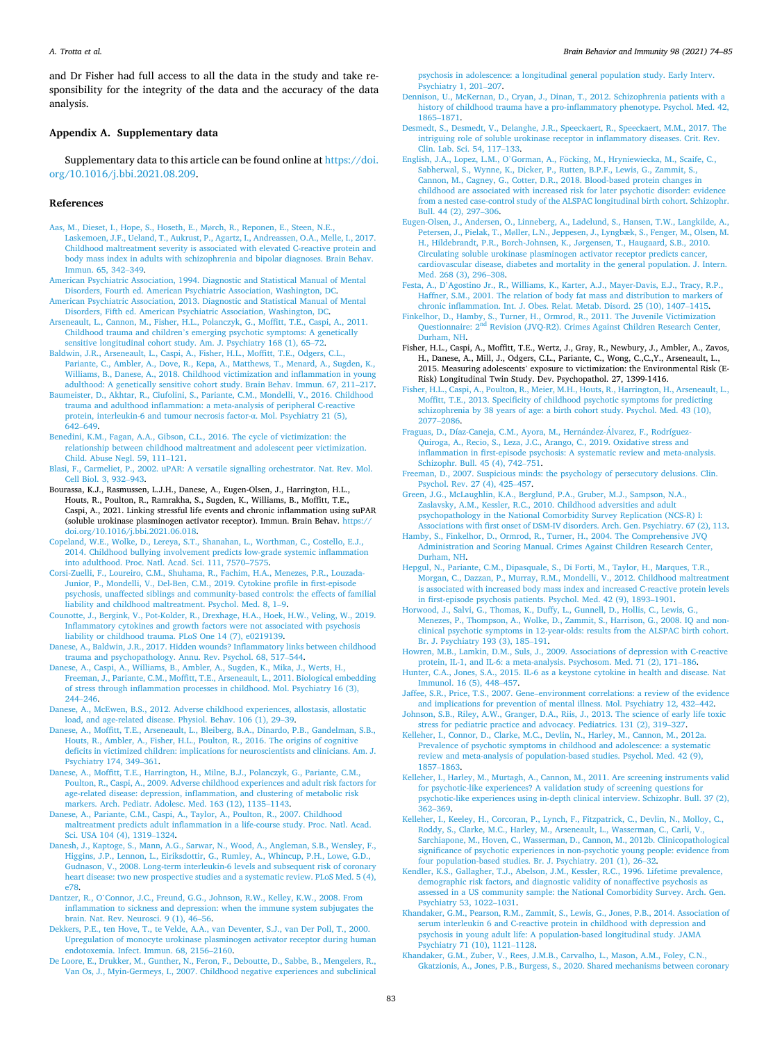and Dr Fisher had full access to all the data in the study and take responsibility for the integrity of the data and the accuracy of the data analysis.

## Appendix A. Supplementary data

Supplementary data to this article can be found online at https://doi.org/10.1016/j.bbi.2021.08.209.

## References

Aas, M., Dieset, I., Hope, S., Hoseth, E., Mørch, R., Reponen, E., Steen, N.E., Laskemoen, J.F., Ueland, T., Aukrust, P., Agartz, I., Andreassen, O.A., Melle, I., 2017. Childhood maltreatment severity is associated with elevated C-reactive protein and body mass index in adults with schizophrenia and bipolar diagnoses. Brain Behav. Immun. 65, 342–349.

American Psychiatric Association, 1994. Diagnostic and Statistical Manual of Mental Disorders, Fourth ed. American Psychiatric Association, Washington, DC.

American Psychiatric Association, 2013. Diagnostic and Statistical Manual of Mental Disorders, Fifth ed. American Psychiatric Association, Washington, DC.

Arseneault, L., Cannon, M., Fisher, H.L., Polanczyk, G., Moffitt, T.E., Caspi, A., 2011. Childhood trauma and children's emerging psychotic symptoms: A genetically sensitive longitudinal cohort study. Am. J. Psychiatry 168 (1), 65–72.

Baldwin, J.R., Arseneault, L., Caspi, A., Fisher, H.L., Moffitt, T.E., Odgers, C.L., Pariante, C., Ambler, A., Dove, R., Kepa, A., Matthews, T., Menard, A., Sugden, K., Williams, B., Danese, A., 2018. Childhood victimization and inflammation in young adulthood: A genetically sensitive cohort study. Brain Behav. Immun. 67, 211–217.

Baumeister, D., Akhtar, R., Ciufolini, S., Pariante, C.M., Mondelli, V., 2016. Childhood trauma and adulthood inflammation: a meta-analysis of peripheral C-reactive protein, interleukin-6 and tumour necrosis factor-α. Mol. Psychiatry 21 (5), 642–649.

Benedini, K.M., Fagan, A.A., Gibson, C.L., 2016. The cycle of victimization: the relationship between childhood maltreatment and adolescent peer victimization. Child. Abuse Negl. 59, 111–121.

Blasi, F., Carmeliet, P., 2002. uPAR: A versatile signalling orchestrator. Nat. Rev. Mol. Cell Biol. 3, 932–943.

Bourassa, K.J., Rasmussen, L.J.H., Danese, A., Eugen-Olsen, J., Harrington, H.L., Houts, R., Poulton, R., Ramrakha, S., Sugden, K., Williams, B., Moffitt, T.E., Caspi, A., 2021. Linking stressful life events and chronic inflammation using suPAR (soluble urokinase plasminogen activator receptor). Immun. Brain Behav. https://doi.org/10.1016/j.bbi.2021.06.018.

Copeland, W.E., Wolke, D., Lereya, S.T., Shanahan, L., Worthman, C., Costello, E.J., 2014. Childhood bullying involvement predicts low-grade systemic inflammation into adulthood. Proc. Natl. Acad. Sci. 111, 7570–7575.

Corsi-Zuelli, F., Loureiro, C.M., Shuhama, R., Fachim, H.A., Menezes, P.R., Louzada-Junior, P., Mondelli, V., Del-Ben, C.M., 2019. Cytokine profile in first-episode psychosis, unaffected siblings and community-based controls: the effects of familial liability and childhood maltreatment. Psychol. Med. 8, 1–9.

Counotte, J., Bergink, V., Pot-Kolder, R., Drexhage, H.A., Hoek, H.W., Veling, W., 2019. Inflammatory cytokines and growth factors were not associated with psychosis liability or childhood trauma. PLoS One 14 (7), e0219139.

Danese, A., Baldwin, J.R., 2017. Hidden wounds? Inflammatory links between childhood trauma and psychopathology. Annu. Rev. Psychol. 68, 517–544.

Danese, A., Caspi, A., Williams, B., Ambler, A., Sugden, K., Mika, J., Werts, H., Freeman, J., Pariante, C.M., Moffitt, T.E., Arseneault, L., 2011. Biological embedding of stress through inflammation processes in childhood. Mol. Psychiatry 16 (3), 244–246.

Danese, A., McEwen, B.S., 2012. Adverse childhood experiences, allostasis, allostatic load, and age-related disease. Physiol. Behav. 106 (1), 29–39.

Danese, A., Moffitt, T.E., Arseneault, L., Bleiberg, B.A., Dinardo, P.B., Gandelman, S.B., Houts, R., Ambler, A., Fisher, H.L., Poulton, R., 2016. The origins of cognitive deficits in victimized children: implications for neuroscientists and clinicians. Am. J. Psychiatry 174, 349–361.

Danese, A., Moffitt, T.E., Harrington, H., Milne, B.J., Polanczyk, G., Pariante, C.M., Poulton, R., Caspi, A., 2009. Adverse childhood experiences and adult risk factors for age-related disease: depression, inflammation, and clustering of metabolic risk markers. Arch. Pediatr. Adolesc. Med. 163 (12), 1135–1143.

Danese, A., Pariante, C.M., Caspi, A., Taylor, A., Poulton, R., 2007. Childhood maltreatment predicts adult inflammation in a life-course study. Proc. Natl. Acad. Sci. USA 104 (4), 1319–1324.

Danesh, J., Kaptoge, S., Mann, A.G., Sarwar, N., Wood, A., Angleman, S.B., Wensley, F., Higgins, J.P., Lennon, L., Eiriksdottir, G., Rumley, A., Whincup, P.H., Lowe, G.D., Gudnason, V., 2008. Long-term interleukin-6 levels and subsequent risk of coronary heart disease: two new prospective studies and a systematic review. PLoS Med. 5 (4), e78.

Dantzer, R., O'Connor, J.C., Freund, G.G., Johnson, R.W., Kelley, K.W., 2008. From inflammation to sickness and depression: when the immune system subjugates the brain. Nat. Rev. Neurosci. 9 (1), 46–56.

Dekkers, P.E., ten Hove, T., te Velde, A.A., van Deventer, S.J., van Der Poll, T., 2000. Upregulation of monocyte urokinase plasminogen activator receptor during human endotoxemia. Infect. Immun. 68, 2156–2160.

De Loore, E., Drukker, M., Gunther, N., Feron, F., Deboutte, D., Sabbe, B., Mengelers, R., Van Os, J., Myin-Germeys, I., 2007. Childhood negative experiences and subclinical psychosis in adolescence: a longitudinal general population study. Early Interv. Psychiatry 1, 201–207.

Dennison, U., McKernan, D., Cryan, J., Dinan, T., 2012. Schizophrenia patients with a history of childhood trauma have a pro-inflammatory phenotype. Psychol. Med. 42, 1865–1871.

Desmedt, S., Desmedt, V., Delanghe, J.R., Speeckaert, R., Speeckaert, M.M., 2017. The intriguing role of soluble urokinase receptor in inflammatory diseases. Crit. Rev. Clin. Lab. Sci. 54, 117–133.

English, J.A., Lopez, L.M., O'Gorman, A., Föcking, M., Hryniewiecka, M., Scaife, C., Sabherwal, S., Wynne, K., Dicker, P., Rutten, B.P.F., Lewis, G., Zammit, S., Cannon, M., Cagney, G., Cotter, D.R., 2018. Blood-based protein changes in childhood are associated with increased risk for later psychotic disorder: evidence from a nested case-control study of the ALSPAC longitudinal birth cohort. Schizophr. Bull. 44 (2), 297–306.

Eugen-Olsen, J., Andersen, O., Linneberg, A., Ladelund, S., Hansen, T.W., Langkilde, A., Petersen, J., Pielak, T., Møller, L.N., Jeppesen, J., Lyngbæk, S., Fenger, M., Olsen, M. H., Hildebrandt, P.R., Borch-Johnsen, K., Jørgensen, T., Haugaard, S.B., 2010. Circulating soluble urokinase plasminogen activator receptor predicts cancer, cardiovascular disease, diabetes and mortality in the general population. J. Intern. Med. 268 (3), 296–308.

Festa, A., D'Agostino Jr., R., Williams, K., Karter, A.J., Mayer-Davis, E.J., Tracy, R.P., Haffner, S.M., 2001. The relation of body fat mass and distribution to markers of chronic inflammation. Int. J. Obes. Relat. Metab. Disord. 25 (10), 1407–1415.

Finkelhor, D., Hamby, S., Turner, H., Ormrod, R., 2011. The Juvenile Victimization Questionnaire: 2nd Revision (JVQ-R2). Crimes Against Children Research Center, Durham, NH.

Fisher, H.L., Caspi, A., Moffitt, T.E., Wertz, J., Gray, R., Newbury, J., Ambler, A., Zavos, H., Danese, A., Mill, J., Odgers, C.L., Pariante, C., Wong, C.,C.,Y., Arseneault, L., 2015. Measuring adolescents' exposure to victimization: the Environmental Risk (E-Risk) Longitudinal Twin Study. Dev. Psychopathol. 27, 1399-1416.

Fisher, H.L., Caspi, A., Poulton, R., Meier, M.H., Houts, R., Harrington, H., Arseneault, L., Moffitt, T.E., 2013. Specificity of childhood psychotic symptoms for predicting schizophrenia by 38 years of age: a birth cohort study. Psychol. Med. 43 (10), 2077–2086.

Fraguas, D., Díaz-Caneja, C.M., Ayora, M., Hernández-Álvarez, F., Rodríguez-Quiroga, A., Recio, S., Leza, J.C., Arango, C., 2019. Oxidative stress and inflammation in first-episode psychosis: A systematic review and meta-analysis. Schizophr. Bull. 45 (4), 742–751.

Freeman, D., 2007. Suspicious minds: the psychology of persecutory delusions. Clin. Psychol. Rev. 27 (4), 425–457.

Green, J.G., McLaughlin, K.A., Berglund, P.A., Gruber, M.J., Sampson, N.A., Zaslavsky, A.M., Kessler, R.C., 2010. Childhood adversities and adult psychopathology in the National Comorbidity Survey Replication (NCS-R) I: Associations with first onset of DSM-IV disorders. Arch. Gen. Psychiatry. 67 (2), 113.

Hamby, S., Finkelhor, D., Ormrod, R., Turner, H., 2004. The Comprehensive JVQ Administration and Scoring Manual. Crimes Against Children Research Center, Durham, NH.

Hepgul, N., Pariante, C.M., Dipasquale, S., Di Forti, M., Taylor, H., Marques, T.R., Morgan, C., Dazzan, P., Murray, R.M., Mondelli, V., 2012. Childhood maltreatment is associated with increased body mass index and increased C-reactive protein levels in first-episode psychosis patients. Psychol. Med. 42 (9), 1893–1901.

Horwood, J., Salvi, G., Thomas, K., Duffy, L., Gunnell, D., Hollis, C., Lewis, G., Menezes, P., Thompson, A., Wolke, D., Zammit, S., Harrison, G., 2008. IQ and non-clinical psychotic symptoms in 12-year-olds: results from the ALSPAC birth cohort. Br. J. Psychiatry 193 (3), 185–191.

Howren, M.B., Lamkin, D.M., Suls, J., 2009. Associations of depression with C-reactive protein, IL-1, and IL-6: a meta-analysis. Psychosom. Med. 71 (2), 171–186.

Hunter, C.A., Jones, S.A., 2015. IL-6 as a keystone cytokine in health and disease. Nat Immunol. 16 (5), 448–457.

Jaffee, S.R., Price, T.S., 2007. Gene–environment correlations: a review of the evidence and implications for prevention of mental illness. Mol. Psychiatry 12, 432–442.

Johnson, S.B., Riley, A.W., Granger, D.A., Riis, J., 2013. The science of early life toxic stress for pediatric practice and advocacy. Pediatrics. 131 (2), 319–327.

Kelleher, I., Connor, D., Clarke, M.C., Devlin, N., Harley, M., Cannon, M., 2012a. Prevalence of psychotic symptoms in childhood and adolescence: a systematic review and meta-analysis of population-based studies. Psychol. Med. 42 (9), 1857–1863.

Kelleher, I., Harley, M., Murtagh, A., Cannon, M., 2011. Are screening instruments valid for psychotic-like experiences? A validation study of screening questions for psychotic-like experiences using in-depth clinical interview. Schizophr. Bull. 37 (2), 362–369.

Kelleher, I., Keeley, H., Corcoran, P., Lynch, F., Fitzpatrick, C., Devlin, N., Molloy, C., Roddy, S., Clarke, M.C., Harley, M., Arseneault, L., Wasserman, C., Carli, V., Sarchiapone, M., Hoven, C., Wasserman, D., Cannon, M., 2012b. Clinicopathological significance of psychotic experiences in non-psychotic young people: evidence from four population-based studies. Br. J. Psychiatry. 201 (1), 26–32.

Kendler, K.S., Gallagher, T.J., Abelson, J.M., Kessler, R.C., 1996. Lifetime prevalence, demographic risk factors, and diagnostic validity of nonaffective psychosis as assessed in a US community sample: the National Comorbidity Survey. Arch. Gen. Psychiatry 53, 1022–1031.

Khandaker, G.M., Pearson, R.M., Zammit, S., Lewis, G., Jones, P.B., 2014. Association of serum interleukin 6 and C-reactive protein in childhood with depression and psychosis in young adult life: A population-based longitudinal study. JAMA Psychiatry 71 (10), 1121–1128.

Khandaker, G.M., Zuber, V., Rees, J.M.B., Carvalho, L., Mason, A.M., Foley, C.N., Gkatzionis, A., Jones, P.B., Burgess, S., 2020. Shared mechanisms between coronary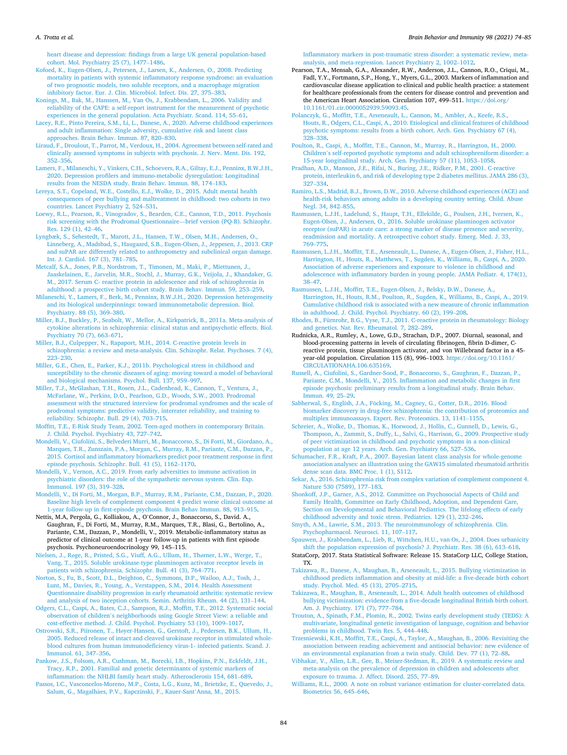heart disease and depression: findings from a large UK general population-based cohort. Mol. Psychiatry 25 (7), 1477–1486.

Kofoed, K., Eugen-Olsen, J., Petersen, J., Larsen, K., Andersen, O., 2008. Predicting mortality in patients with systemic inflammatory response syndrome: an evaluation of two prognostic models, two soluble receptors, and a macrophage migration inhibitory factor. Eur. J. Clin. Microbiol. Infect. Dis. 27, 375–383.

Konings, M., Bak, M., Hanssen, M., Van Os, J., Krabbendam, L., 2006. Validity and reliability of the CAPE: a self-report instrument for the measurement of psychotic experiences in the general population. Acta Psychiatr. Scand. 114, 55–61.

Lacey, R.E., Pinto Pereira, S.M., Li, L., Danese, A., 2020. Adverse childhood experiences and adult inflammation: Single adversity, cumulative risk and latent class approaches. Brain Behav. Immun. 87, 820–830.

Liraud, F., Droulout, T., Parrot, M., Verdoux, H., 2004. Agreement between self-rated and clinically assessed symptoms in subjects with psychosis. J. Nerv. Ment. Dis. 192, 352–356.

Lamers, F., Milaneschi, Y., Vinkers, C.H., Schoevers, R.A., Giltay, E.J., Penninx, B.W.J.H., 2020. Depression profilers and immuno-metabolic dysregulation: Longitudinal results from the NESDA study. Brain Behav. Immun. 88, 174–183.

Lereya, S.T., Copeland, W.E., Costello, E.J., Wolke, D., 2015. Adult mental health consequences of peer bullying and maltreatment in childhood: two cohorts in two countries. Lancet Psychiatry 2, 524–531.

Loewy, R.L., Pearson, R., Vinogradov, S., Bearden, C.E., Cannon, T.D., 2011. Psychosis risk screening with the Prodromal Questionnaire—brief version (PQ-B). Schizophr. Res. 129 (1), 42–46.

Lyngbæk, S., Sehestedt, T., Marott, J.L., Hansen, T.W., Olsen, M.H., Andersen, O., Linneberg, A., Madsbad, S., Haugaard, S.B., Eugen-Olsen, J., Jeppesen, J., 2013. CRP and suPAR are differently related to anthropometry and subclinical organ damage. Int. J. Cardiol. 167 (3), 781–785.

Metcalf, S.A., Jones, P.B., Nordstrom, T., Timonen, M., Maki, P., Miettunen, J., Jaaskelainen, E., Jarvelin, M.R., Stochl, J., Murray, G.K., Veijola, J., Khandaker, G. M., 2017. Serum C- reactive protein in adolescence and risk of schizophrenia in adulthood: a prospective birth cohort study. Brain Behav. Immun. 59, 253–259.

Milaneschi, Y., Lamers, F., Berk, M., Penninx, B.W.J.H., 2020. Depression heterogeneity and its biological underpinnings: toward immunometabolic depression. Biol. Psychiatry. 88 (5), 369–380.

Miller, B.J., Buckley, P., Seabolt, W., Mellor, A., Kirkpatrick, B., 2011a. Meta-analysis of cytokine alterations in schizophrenia: clinical status and antipsychotic effects. Biol. Psychiatry 70 (7), 663–671.

Miller, B.J., Culpepper, N., Rapaport, M.H., 2014. C-reactive protein levels in schizophrenia: a review and meta-analysis. Clin. Schizophr. Relat. Psychoses. 7 (4), 223–230.

Miller, G.E., Chen, E., Parker, K.J., 2011b. Psychological stress in childhood and susceptibility to the chronic diseases of aging: moving toward a model of behavioral and biological mechanisms. Psychol. Bull. 137, 959–997.

Miller, T.J., McGlashan, T.H., Rosen, J.L., Cadenhead, K., Cannon, T., Ventura, J., McFarlane, W., Perkins, D.O., Pearlson, G.D., Woods, S.W., 2003. Prodromal assessment with the structured interview for prodromal syndromes and the scale of prodromal symptoms: predictive validity, interrater reliability, and training to reliability. Schizophr. Bull. 29 (4), 703–715.

Moffitt, T.E., E-Risk Study Team, 2002. Teen-aged mothers in contemporary Britain. J. Child. Psychol. Psychiatry 43, 727–742.

Mondelli, V., Ciufolini, S., Belvederi Murri, M., Bonaccorso, S., Di Forti, M., Giordano, A., Marques, T.R., Zunszain, P.A., Morgan, C., Murray, R.M., Pariante, C.M., Dazzan, P., 2015. Cortisol and inflammatory biomarkers predict poor treatment response in first episode psychosis. Schizophr. Bull. 41 (5), 1162–1170.

Mondelli, V., Vernon, A.C., 2019. From early adversities to immune activation in psychiatric disorders: the role of the sympathetic nervous system. Clin. Exp. Immunol. 197 (3), 319–328.

Mondelli, V., Di Forti, M., Morgan, B.P., Murray, R.M., Pariante, C.M., Dazzan, P., 2020. Baseline high levels of complement component 4 predict worse clinical outcome at 1-year follow-up in first-episode psychosis. Brain Behav Immun. 88, 913–915.

Nettis, M.A, Pergola, G., Kolliakou, A., O'Connor, J., Bonaccorso, S., David. A., Gaughran, F., Di Forti, M., Murray, R.M., Marques, T.R., Blasi, G., Bertolino, A., Pariante, C.M., Dazzan, P., Mondelli, V., 2019. Metabolic-inflammatory status as predictor of clinical outcome at 1-year follow-up in patients with first episode psychosis. Psychoneuroendocrinology 99, 145–115.

Nielsen, J., Røge, R., Pristed, S.G., Viuff, A.G., Ullum, H., Thørner, L.W., Werge, T., Vang, T., 2015. Soluble urokinase-type plasminogen activator receptor levels in patients with schizophrenia. Schizophr. Bull. 41 (3), 764–771.

Norton, S., Fu, B., Scott, D.L., Deighton, C., Symmons, D.P., Wailoo, A.J., Tosh, J., Lunt, M., Davies, R., Young, A., Verstappen, S.M., 2014. Health Assessment Questionnaire disability progression in early rheumatoid arthritis: systematic review and analysis of two inception cohorts. Semin. Arthritis Rheum. 44 (2), 131–144.

Odgers, C.L., Caspi, A., Bates, C.J., Sampson, R.J., Moffitt, T.E., 2012. Systematic social observation of children's neighborhoods using Google Street View: a reliable and cost-effective method. J. Child. Psychol. Psychiatry 53 (10), 1009–1017.

Ostrowski, S.R., Piironen, T., Høyer-Hansen, G., Gerstoft, J., Pedersen, B.K., Ullum, H., 2005. Reduced release of intact and cleaved urokinase receptor in stimulated whole-blood cultures from human immunodeficiency virus-1- infected patients. Scand. J. Immunol. 61, 347–356.

Pankow, J.S., Folsom, A.R., Cushman, M., Borecki, I.B., Hopkins, P.N., Eckfeldt, J.H., Tracy, R.P., 2001. Familial and genetic determinants of systemic markers of inflammation: the NHLBI family heart study. Atherosclerosis 154, 681–689.

Passos, I.C., Vasconcelos-Moreno, M.P., Costa, L.G., Kunz, M., Brietzke, E., Quevedo, J., Salum, G., Magalhães, P.V., Kapczinski, F., Kauer-Sant'Anna, M., 2015. Inflammatory markers in post-traumatic stress disorder: a systematic review, meta-analysis, and meta-regression. Lancet Psychiatry 2, 1002–1012.

Pearson, T.A., Mensah, G.A., Alexander, R.W., Anderson, J.L., Cannon, R.O., Criqui, M., Fadl, Y.Y., Fortmann, S.P., Hong, Y., Myers, G.L., 2003. Markers of inflammation and cardiovascular disease application to clinical and public health practice: a statement for healthcare professionals from the centers for disease control and prevention and the American Heart Association. Circulation 107, 499–511. https://doi.org/10.1161/01.cir.0000052939.59093.45.

Polanczyk, G., Moffitt, T.E., Arseneault, L., Cannon, M., Ambler, A., Keefe, R.S., Houts, R., Odgers, C.L., Caspi, A., 2010. Etiological and clinical features of childhood psychotic symptoms: results from a birth cohort. Arch. Gen. Psychiatry 67 (4), 328–338.

Poulton, R., Caspi, A., Moffitt, T.E., Cannon, M., Murray, R., Harrington, H., 2000. Children's self-reported psychotic symptoms and adult schizophreniform disorder: a 15-year longitudinal study. Arch. Gen. Psychiatry 57 (11), 1053–1058.

Pradhan, A.D., Manson, J.E., Rifai, N., Buring, J.E., Ridker, P.M., 2001. C-reactive protein, interleukin 6, and risk of developing type 2 diabetes mellitus. JAMA 286 (3), 327–334.

Ramiro, L.S., Madrid, B.J., Brown, D.W., 2010. Adverse childhood experiences (ACE) and health-risk behaviors among adults in a developing country setting. Child. Abuse Negl. 34, 842–855.

Rasmussen, L.J.H., Ladelund, S., Haupt, T.H., Ellekilde, G., Poulsen, J.H., Iversen, K., Eugen-Olsen, J., Andersen, O., 2016. Soluble urokinase plasminogen activator receptor (suPAR) in acute care: a strong marker of disease presence and severity, readmission and mortality. A retrospective cohort study. Emerg. Med. J. 33, 769–775.

Rasmussen, L.J.H., Moffitt, T.E., Arseneault, L., Danese, A., Eugen-Olsen, J., Fisher, H.L., Harrington, H., Houts, R., Matthews, T., Sugden, K., Williams, B., Caspi, A., 2020. Association of adverse experiences and exposure to violence in childhood and adolescence with inflammatory burden in young people. JAMA Pediatr. 4, 174(1), 38–47.

Rasmussen, L.J.H., Moffitt, T.E., Eugen-Olsen, J., Belsky, D.W., Danese, A., Harrington, H., Houts, R.M., Poulton, R., Sugden, K., Williams, B., Caspi, A., 2019. Cumulative childhood risk is associated with a new measure of chronic inflammation in adulthood. J. Child. Psychol. Psychiatry. 60 (2), 199–208.

Rhodes, B., Fürnrohr, B.G., Vyse, T.J., 2011. C-reactive protein in rheumatology: Biology and genetics. Nat. Rev. Rheumatol. 7, 282–289.

Rudnicka, A.R., Rumley, A., Lowe, G.D., Strachan, D.P., 2007. Diurnal, seasonal, and blood-processing patterns in levels of circulating fibrinogen, fibrin D-dimer, C-reactive protein, tissue plasminogen activator, and von Willebrand factor in a 45-year-old population. Circulation 115 (8), 996–1003. https://doi.org/10.1161/CIRCULATIONAHA.106.635169.

Russell, A., Ciufolini, S., Gardner-Sood, P., Bonaccorso, S., Gaughran, F., Dazzan, P., Pariante, C.M., Mondelli, V., 2015. Inflammation and metabolic changes in first episode psychosis: preliminary results from a longitudinal study. Brain Behav. Immun. 49, 25–29.

Sabherwal, S., English, J.A., Föcking, M., Cagney, G., Cotter, D.R., 2016. Blood biomarker discovery in drug-free schizophrenia: the contribution of proteomics and multiplex immunoassays. Expert. Rev. Proteomics. 13, 1141–1155.

Schreier, A., Wolke, D., Thomas, K., Horwood, J., Hollis, C., Gunnell, D., Lewis, G., Thompson, A., Zammit, S., Duffy, L., Salvi, G., Harrison, G., 2009. Prospective study of peer victimization in childhood and psychotic symptoms in a non-clinical population at age 12 years. Arch. Gen. Psychiatry 66, 527–536.

Schumacher, F.R., Kraft, P.A., 2007. Bayesian latent class analysis for whole-genome association analyses: an illustration using the GAW15 simulated rheumatoid arthritis dense scan data. BMC Proc. 1 (1), S112.

Sekar, A., 2016. Schizophrenia risk from complex variation of complement component 4. Nature 530 (7589), 177–183.

Shonkoff, J.P., Garner, A.S., 2012. Committee on Psychosocial Aspects of Child and Family Health, Committee on Early Childhood, Adoption, and Dependent Care, Section on Developmental and Behavioral Pediatrics. The lifelong effects of early childhood adversity and toxic stress. Pediatrics. 129 (1), 232–246.

Smyth, A.M., Lawrie, S.M., 2013. The neuroimmunology of schizophrenia. Clin. Psychopharmacol. Neurosci. 11, 107–117.

Spauwen, J., Krabbendam, L., Lieb, R., Wittchen, H.U., van Os, J., 2004. Does urbanicity shift the population expression of psychosis? J. Psychiatr. Res. 38 (6), 613–618.

StataCorp, 2017. Stata Statistical Software: Release 15. StataCorp LLC, College Station, TX.

Takizawa, R., Danese, A., Maughan, B., Arseneault, L., 2015. Bullying victimization in childhood predicts inflammation and obesity at mid-life: a five-decade birth cohort study. Psychol. Med. 45 (13), 2705–2715.

Takizawa, R., Maughan, B., Arseneault, L., 2014. Adult health outcomes of childhood bullying victimization: evidence from a five-decade longitudinal British birth cohort. Am. J. Psychiatry. 171 (7), 777–784.

Trouton, A., Spinath, F.M., Plomin, R., 2002. Twins early development study (TEDS): A multivariate, longitudinal genetic investigation of language, cognition and behavior problems in childhood. Twin Res. 5, 444–448.

Trzesniewski, K.H., Moffitt, T.E., Caspi, A., Taylor, A., Maughan, B., 2006. Revisiting the association between reading achievement and antisocial behavior: new evidence of an environmental explanation from a twin study. Child. Dev. 77 (1), 72–88.

Vibhakar, V., Allen, L.R., Gee, B., Meiser-Stedman, R., 2019. A systematic review and meta-analysis on the prevalence of depression in children and adolescents after exposure to trauma. J. Affect. Disord. 255, 77–89.

Williams, R.L., 2000. A note on robust variance estimation for cluster-correlated data. Biometrics 56, 645–646.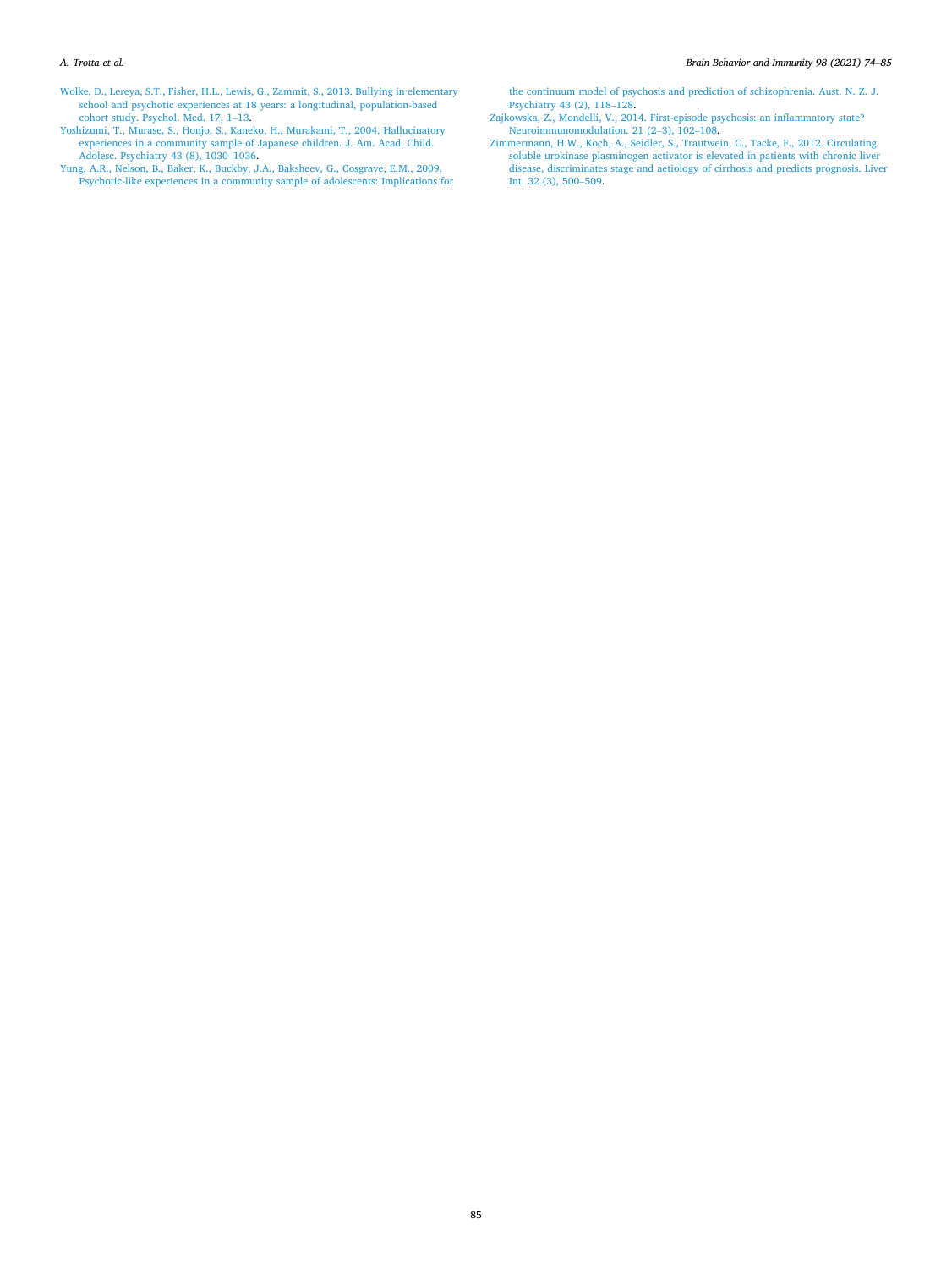Wolke, D., Lereya, S.T., Fisher, H.L., Lewis, G., Zammit, S., 2013. Bullying in elementary school and psychotic experiences at 18 years: a longitudinal, population-based cohort study. Psychol. Med. 17, 1–13.

Yoshizumi, T., Murase, S., Honjo, S., Kaneko, H., Murakami, T., 2004. Hallucinatory experiences in a community sample of Japanese children. J. Am. Acad. Child. Adolesc. Psychiatry 43 (8), 1030–1036.

Yung, A.R., Nelson, B., Baker, K., Buckby, J.A., Baksheev, G., Cosgrave, E.M., 2009. Psychotic-like experiences in a community sample of adolescents: Implications for the continuum model of psychosis and prediction of schizophrenia. Aust. N. Z. J. Psychiatry 43 (2), 118–128.

Zajkowska, Z., Mondelli, V., 2014. First-episode psychosis: an inflammatory state? Neuroimmunomodulation. 21 (2–3), 102–108.

Zimmermann, H.W., Koch, A., Seidler, S., Trautwein, C., Tacke, F., 2012. Circulating soluble urokinase plasminogen activator is elevated in patients with chronic liver disease, discriminates stage and aetiology of cirrhosis and predicts prognosis. Liver Int. 32 (3), 500–509.